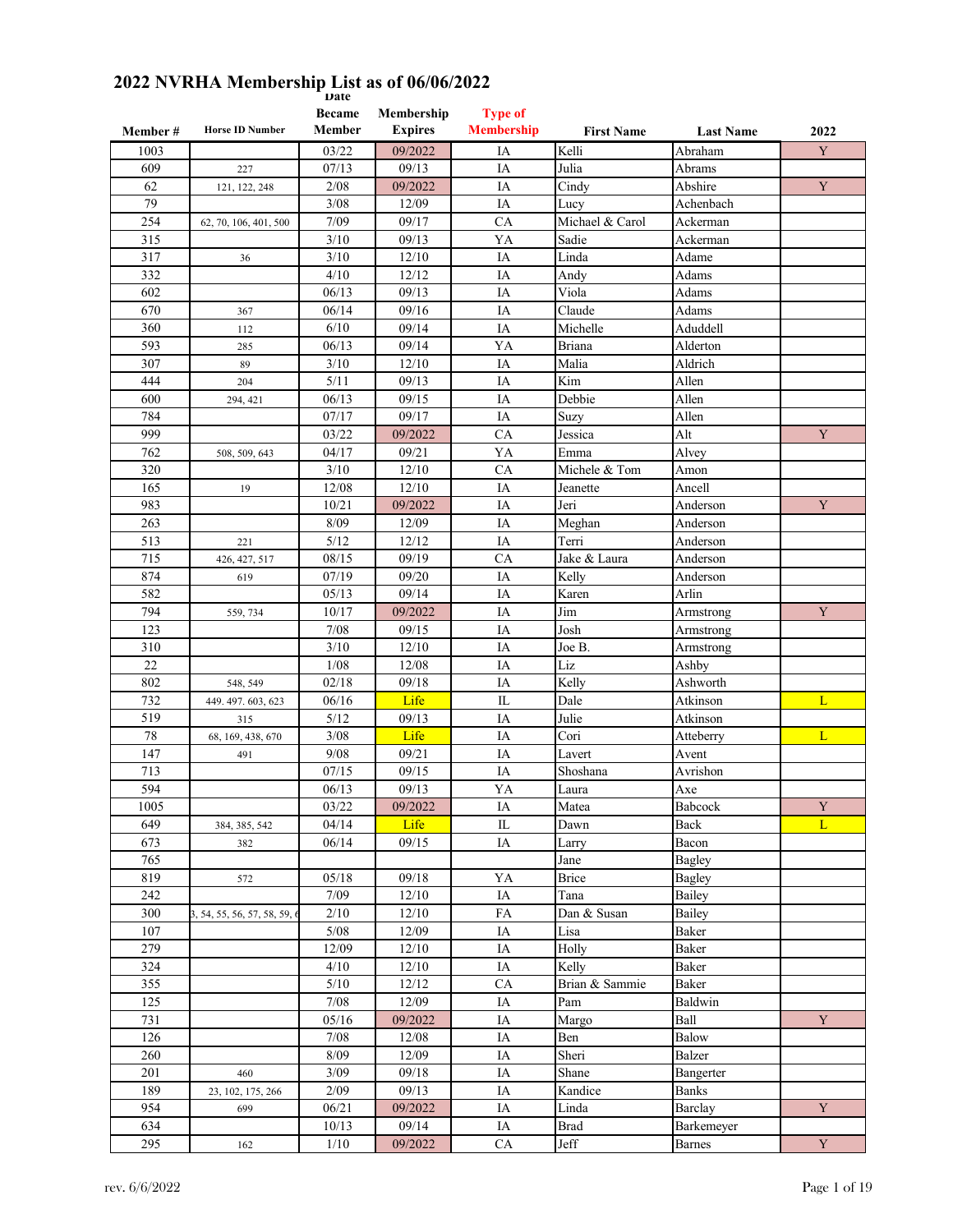# 2022 NVRHA Membership List as of 06/06/2022

| Member # | Horse ID Number | Date Became Member | Membership Expires | Type of Membership | First Name | Last Name | 2022 |
|---|---|---|---|---|---|---|---|
| 1003 | | 03/22 | 09/2022 | IA | Kelli | Abraham | Y |
| 609 | 227 | 07/13 | 09/13 | IA | Julia | Abrams | |
| 62 | 121, 122, 248 | 2/08 | 09/2022 | IA | Cindy | Abshire | Y |
| 79 | | 3/08 | 12/09 | IA | Lucy | Achenbach | |
| 254 | 62, 70, 106, 401, 500 | 7/09 | 09/17 | CA | Michael & Carol | Ackerman | |
| 315 | | 3/10 | 09/13 | YA | Sadie | Ackerman | |
| 317 | 36 | 3/10 | 12/10 | IA | Linda | Adame | |
| 332 | | 4/10 | 12/12 | IA | Andy | Adams | |
| 602 | | 06/13 | 09/13 | IA | Viola | Adams | |
| 670 | 367 | 06/14 | 09/16 | IA | Claude | Adams | |
| 360 | 112 | 6/10 | 09/14 | IA | Michelle | Aduddell | |
| 593 | 285 | 06/13 | 09/14 | YA | Briana | Alderton | |
| 307 | 89 | 3/10 | 12/10 | IA | Malia | Aldrich | |
| 444 | 204 | 5/11 | 09/13 | IA | Kim | Allen | |
| 600 | 294, 421 | 06/13 | 09/15 | IA | Debbie | Allen | |
| 784 | | 07/17 | 09/17 | IA | Suzy | Allen | |
| 999 | | 03/22 | 09/2022 | CA | Jessica | Alt | Y |
| 762 | 508, 509, 643 | 04/17 | 09/21 | YA | Emma | Alvey | |
| 320 | | 3/10 | 12/10 | CA | Michele & Tom | Amon | |
| 165 | 19 | 12/08 | 12/10 | IA | Jeanette | Ancell | |
| 983 | | 10/21 | 09/2022 | IA | Jeri | Anderson | Y |
| 263 | | 8/09 | 12/09 | IA | Meghan | Anderson | |
| 513 | 221 | 5/12 | 12/12 | IA | Terri | Anderson | |
| 715 | 426, 427, 517 | 08/15 | 09/19 | CA | Jake & Laura | Anderson | |
| 874 | 619 | 07/19 | 09/20 | IA | Kelly | Anderson | |
| 582 | | 05/13 | 09/14 | IA | Karen | Arlin | |
| 794 | 559, 734 | 10/17 | 09/2022 | IA | Jim | Armstrong | Y |
| 123 | | 7/08 | 09/15 | IA | Josh | Armstrong | |
| 310 | | 3/10 | 12/10 | IA | Joe B. | Armstrong | |
| 22 | | 1/08 | 12/08 | IA | Liz | Ashby | |
| 802 | 548, 549 | 02/18 | 09/18 | IA | Kelly | Ashworth | |
| 732 | 449. 497. 603, 623 | 06/16 | Life | IL | Dale | Atkinson | L |
| 519 | 315 | 5/12 | 09/13 | IA | Julie | Atkinson | |
| 78 | 68, 169, 438, 670 | 3/08 | Life | IA | Cori | Atteberry | L |
| 147 | 491 | 9/08 | 09/21 | IA | Lavert | Avent | |
| 713 | | 07/15 | 09/15 | IA | Shoshana | Avrishon | |
| 594 | | 06/13 | 09/13 | YA | Laura | Axe | |
| 1005 | | 03/22 | 09/2022 | IA | Matea | Babcock | Y |
| 649 | 384, 385, 542 | 04/14 | Life | IL | Dawn | Back | L |
| 673 | 382 | 06/14 | 09/15 | IA | Larry | Bacon | |
| 765 | | | | | Jane | Bagley | |
| 819 | 572 | 05/18 | 09/18 | YA | Brice | Bagley | |
| 242 | | 7/09 | 12/10 | IA | Tana | Bailey | |
| 300 | 3, 54, 55, 56, 57, 58, 59, 6 | 2/10 | 12/10 | FA | Dan & Susan | Bailey | |
| 107 | | 5/08 | 12/09 | IA | Lisa | Baker | |
| 279 | | 12/09 | 12/10 | IA | Holly | Baker | |
| 324 | | 4/10 | 12/10 | IA | Kelly | Baker | |
| 355 | | 5/10 | 12/12 | CA | Brian & Sammie | Baker | |
| 125 | | 7/08 | 12/09 | IA | Pam | Baldwin | |
| 731 | | 05/16 | 09/2022 | IA | Margo | Ball | Y |
| 126 | | 7/08 | 12/08 | IA | Ben | Balow | |
| 260 | | 8/09 | 12/09 | IA | Sheri | Balzer | |
| 201 | 460 | 3/09 | 09/18 | IA | Shane | Bangerter | |
| 189 | 23, 102, 175, 266 | 2/09 | 09/13 | IA | Kandice | Banks | |
| 954 | 699 | 06/21 | 09/2022 | IA | Linda | Barclay | Y |
| 634 | | 10/13 | 09/14 | IA | Brad | Barkemeyer | |
| 295 | 162 | 1/10 | 09/2022 | CA | Jeff | Barnes | Y |

rev. 6/6/2022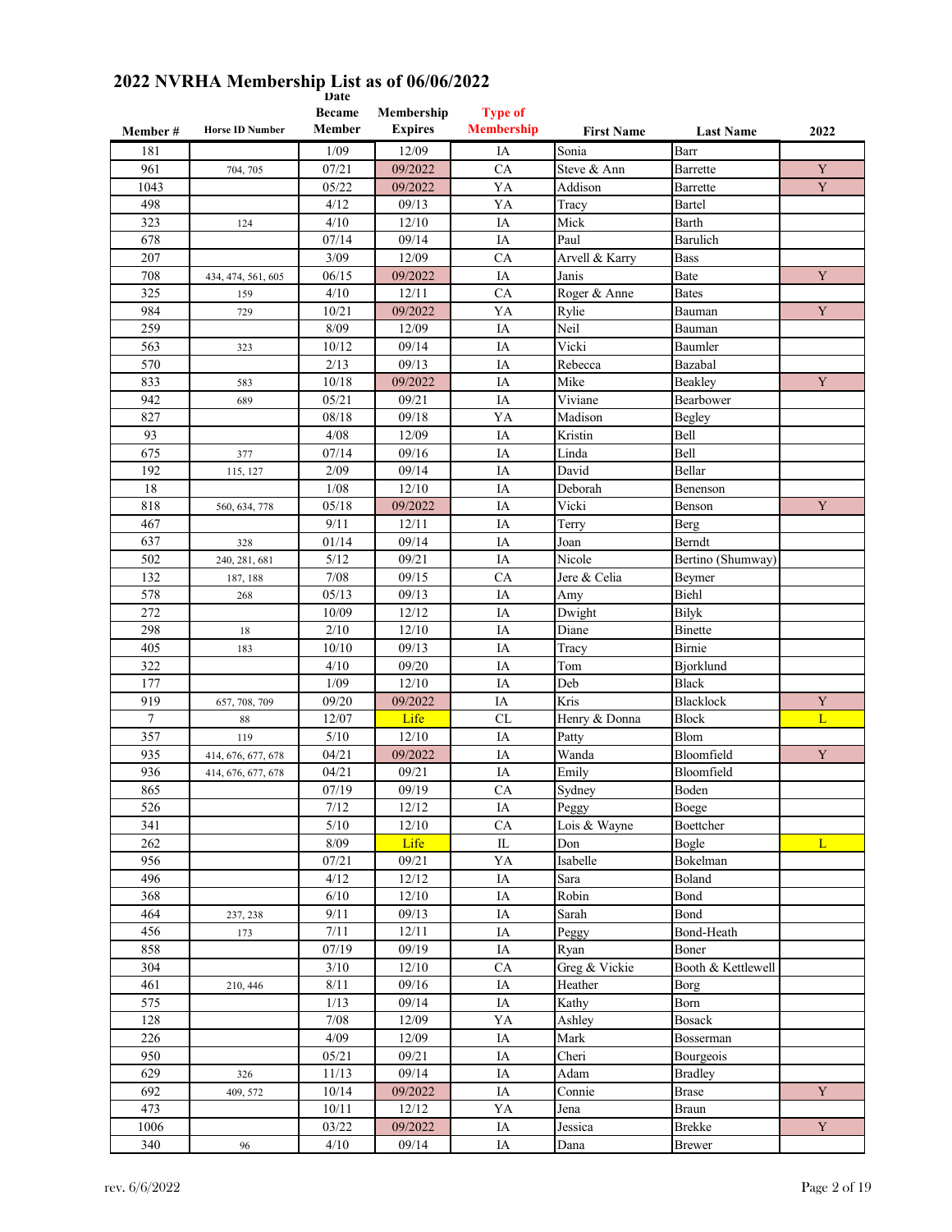# 2022 NVRHA Membership List as of 06/06/2022

| Member # | Horse ID Number | Date Became Member | Membership Expires | Type of Membership | First Name | Last Name | 2022 |
|---|---|---|---|---|---|---|---|
| 181 | | 1/09 | 12/09 | IA | Sonia | Barr | |
| 961 | 704, 705 | 07/21 | 09/2022 | CA | Steve & Ann | Barrette | Y |
| 1043 | | 05/22 | 09/2022 | YA | Addison | Barrette | Y |
| 498 | | 4/12 | 09/13 | YA | Tracy | Bartel | |
| 323 | 124 | 4/10 | 12/10 | IA | Mick | Barth | |
| 678 | | 07/14 | 09/14 | IA | Paul | Barulich | |
| 207 | | 3/09 | 12/09 | CA | Arvell & Karry | Bass | |
| 708 | 434, 474, 561, 605 | 06/15 | 09/2022 | IA | Janis | Bate | Y |
| 325 | 159 | 4/10 | 12/11 | CA | Roger & Anne | Bates | |
| 984 | 729 | 10/21 | 09/2022 | YA | Rylie | Bauman | Y |
| 259 | | 8/09 | 12/09 | IA | Neil | Bauman | |
| 563 | 323 | 10/12 | 09/14 | IA | Vicki | Baumler | |
| 570 | | 2/13 | 09/13 | IA | Rebecca | Bazabal | |
| 833 | 583 | 10/18 | 09/2022 | IA | Mike | Beakley | Y |
| 942 | 689 | 05/21 | 09/21 | IA | Viviane | Bearbower | |
| 827 | | 08/18 | 09/18 | YA | Madison | Begley | |
| 93 | | 4/08 | 12/09 | IA | Kristin | Bell | |
| 675 | 377 | 07/14 | 09/16 | IA | Linda | Bell | |
| 192 | 115, 127 | 2/09 | 09/14 | IA | David | Bellar | |
| 18 | | 1/08 | 12/10 | IA | Deborah | Benenson | |
| 818 | 560, 634, 778 | 05/18 | 09/2022 | IA | Vicki | Benson | Y |
| 467 | | 9/11 | 12/11 | IA | Terry | Berg | |
| 637 | 328 | 01/14 | 09/14 | IA | Joan | Berndt | |
| 502 | 240, 281, 681 | 5/12 | 09/21 | IA | Nicole | Bertino (Shumway) | |
| 132 | 187, 188 | 7/08 | 09/15 | CA | Jere & Celia | Beymer | |
| 578 | 268 | 05/13 | 09/13 | IA | Amy | Biehl | |
| 272 | | 10/09 | 12/12 | IA | Dwight | Bilyk | |
| 298 | 18 | 2/10 | 12/10 | IA | Diane | Binette | |
| 405 | 183 | 10/10 | 09/13 | IA | Tracy | Birnie | |
| 322 | | 4/10 | 09/20 | IA | Tom | Bjorklund | |
| 177 | | 1/09 | 12/10 | IA | Deb | Black | |
| 919 | 657, 708, 709 | 09/20 | 09/2022 | IA | Kris | Blacklock | Y |
| 7 | 88 | 12/07 | Life | CL | Henry & Donna | Block | L |
| 357 | 119 | 5/10 | 12/10 | IA | Patty | Blom | |
| 935 | 414, 676, 677, 678 | 04/21 | 09/2022 | IA | Wanda | Bloomfield | Y |
| 936 | 414, 676, 677, 678 | 04/21 | 09/21 | IA | Emily | Bloomfield | |
| 865 | | 07/19 | 09/19 | CA | Sydney | Boden | |
| 526 | | 7/12 | 12/12 | IA | Peggy | Boege | |
| 341 | | 5/10 | 12/10 | CA | Lois & Wayne | Boettcher | |
| 262 | | 8/09 | Life | IL | Don | Bogle | L |
| 956 | | 07/21 | 09/21 | YA | Isabelle | Bokelman | |
| 496 | | 4/12 | 12/12 | IA | Sara | Boland | |
| 368 | | 6/10 | 12/10 | IA | Robin | Bond | |
| 464 | 237, 238 | 9/11 | 09/13 | IA | Sarah | Bond | |
| 456 | 173 | 7/11 | 12/11 | IA | Peggy | Bond-Heath | |
| 858 | | 07/19 | 09/19 | IA | Ryan | Boner | |
| 304 | | 3/10 | 12/10 | CA | Greg & Vickie | Booth & Kettlewell | |
| 461 | 210, 446 | 8/11 | 09/16 | IA | Heather | Borg | |
| 575 | | 1/13 | 09/14 | IA | Kathy | Born | |
| 128 | | 7/08 | 12/09 | YA | Ashley | Bosack | |
| 226 | | 4/09 | 12/09 | IA | Mark | Bosserman | |
| 950 | | 05/21 | 09/21 | IA | Cheri | Bourgeois | |
| 629 | 326 | 11/13 | 09/14 | IA | Adam | Bradley | |
| 692 | 409, 572 | 10/14 | 09/2022 | IA | Connie | Brase | Y |
| 473 | | 10/11 | 12/12 | YA | Jena | Braun | |
| 1006 | | 03/22 | 09/2022 | IA | Jessica | Brekke | Y |
| 340 | 96 | 4/10 | 09/14 | IA | Dana | Brewer | |

rev. 6/6/2022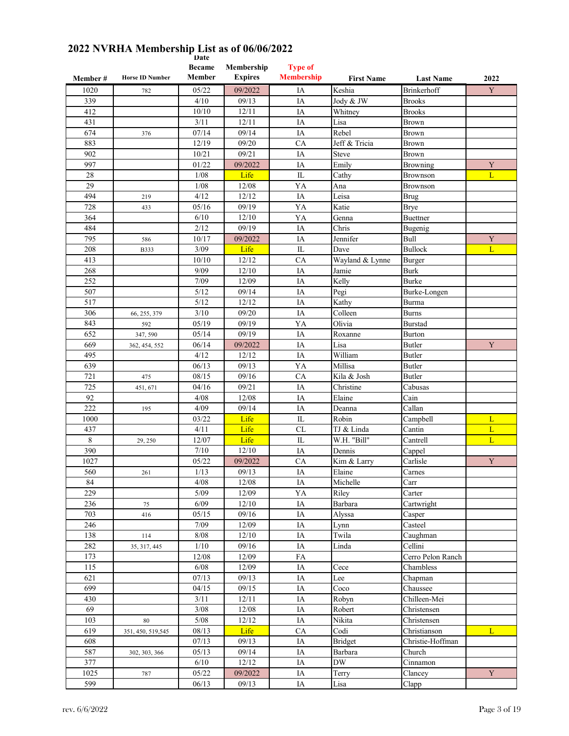# 2022 NVRHA Membership List as of 06/06/2022

| Member # | Horse ID Number | Date Became Member | Membership Expires | Type of Membership | First Name | Last Name | 2022 |
|---|---|---|---|---|---|---|---|
| 1020 | 782 | 05/22 | 09/2022 | IA | Keshia | Brinkerhoff | Y |
| 339 | | 4/10 | 09/13 | IA | Jody & JW | Brooks | |
| 412 | | 10/10 | 12/11 | IA | Whitney | Brooks | |
| 431 | | 3/11 | 12/11 | IA | Lisa | Brown | |
| 674 | 376 | 07/14 | 09/14 | IA | Rebel | Brown | |
| 883 | | 12/19 | 09/20 | CA | Jeff & Tricia | Brown | |
| 902 | | 10/21 | 09/21 | IA | Steve | Brown | |
| 997 | | 01/22 | 09/2022 | IA | Emily | Browning | Y |
| 28 | | 1/08 | Life | IL | Cathy | Brownson | L |
| 29 | | 1/08 | 12/08 | YA | Ana | Brownson | |
| 494 | 219 | 4/12 | 12/12 | IA | Leisa | Brug | |
| 728 | 433 | 05/16 | 09/19 | YA | Katie | Brye | |
| 364 | | 6/10 | 12/10 | YA | Genna | Buettner | |
| 484 | | 2/12 | 09/19 | IA | Chris | Bugenig | |
| 795 | 586 | 10/17 | 09/2022 | IA | Jennifer | Bull | Y |
| 208 | B333 | 3/09 | Life | IL | Dave | Bullock | L |
| 413 | | 10/10 | 12/12 | CA | Wayland & Lynne | Burger | |
| 268 | | 9/09 | 12/10 | IA | Jamie | Burk | |
| 252 | | 7/09 | 12/09 | IA | Kelly | Burke | |
| 507 | | 5/12 | 09/14 | IA | Pegi | Burke-Longen | |
| 517 | | 5/12 | 12/12 | IA | Kathy | Burma | |
| 306 | 66, 255, 379 | 3/10 | 09/20 | IA | Colleen | Burns | |
| 843 | 592 | 05/19 | 09/19 | YA | Olivia | Burstad | |
| 652 | 347, 590 | 05/14 | 09/19 | IA | Roxanne | Burton | |
| 669 | 362, 454, 552 | 06/14 | 09/2022 | IA | Lisa | Butler | Y |
| 495 | | 4/12 | 12/12 | IA | William | Butler | |
| 639 | | 06/13 | 09/13 | YA | Millisa | Butler | |
| 721 | 475 | 08/15 | 09/16 | CA | Kila & Josh | Butler | |
| 725 | 451, 671 | 04/16 | 09/21 | IA | Christine | Cabusas | |
| 92 | | 4/08 | 12/08 | IA | Elaine | Cain | |
| 222 | 195 | 4/09 | 09/14 | IA | Deanna | Callan | |
| 1000 | | 03/22 | Life | IL | Robin | Campbell | L |
| 437 | | 4/11 | Life | CL | TJ & Linda | Cantin | L |
| 8 | 29, 250 | 12/07 | Life | IL | W.H. "Bill" | Cantrell | L |
| 390 | | 7/10 | 12/10 | IA | Dennis | Cappel | |
| 1027 | | 05/22 | 09/2022 | CA | Kim & Larry | Carlisle | Y |
| 560 | 261 | 1/13 | 09/13 | IA | Elaine | Carnes | |
| 84 | | 4/08 | 12/08 | IA | Michelle | Carr | |
| 229 | | 5/09 | 12/09 | YA | Riley | Carter | |
| 236 | 75 | 6/09 | 12/10 | IA | Barbara | Cartwright | |
| 703 | 416 | 05/15 | 09/16 | IA | Alyssa | Casper | |
| 246 | | 7/09 | 12/09 | IA | Lynn | Casteel | |
| 138 | 114 | 8/08 | 12/10 | IA | Twila | Caughman | |
| 282 | 35, 317, 445 | 1/10 | 09/16 | IA | Linda | Cellini | |
| 173 | | 12/08 | 12/09 | FA | | Cerro Pelon Ranch | |
| 115 | | 6/08 | 12/09 | IA | Cece | Chambless | |
| 621 | | 07/13 | 09/13 | IA | Lee | Chapman | |
| 699 | | 04/15 | 09/15 | IA | Coco | Chaussee | |
| 430 | | 3/11 | 12/11 | IA | Robyn | Chilleen-Mei | |
| 69 | | 3/08 | 12/08 | IA | Robert | Christensen | |
| 103 | 80 | 5/08 | 12/12 | IA | Nikita | Christensen | |
| 619 | 351, 450, 519,545 | 08/13 | Life | CA | Codi | Christianson | L |
| 608 | | 07/13 | 09/13 | IA | Bridget | Christie-Hoffman | |
| 587 | 302, 303, 366 | 05/13 | 09/14 | IA | Barbara | Church | |
| 377 | | 6/10 | 12/12 | IA | DW | Cinnamon | |
| 1025 | 787 | 05/22 | 09/2022 | IA | Terry | Clancey | Y |
| 599 | | 06/13 | 09/13 | IA | Lisa | Clapp | |

rev. 6/6/2022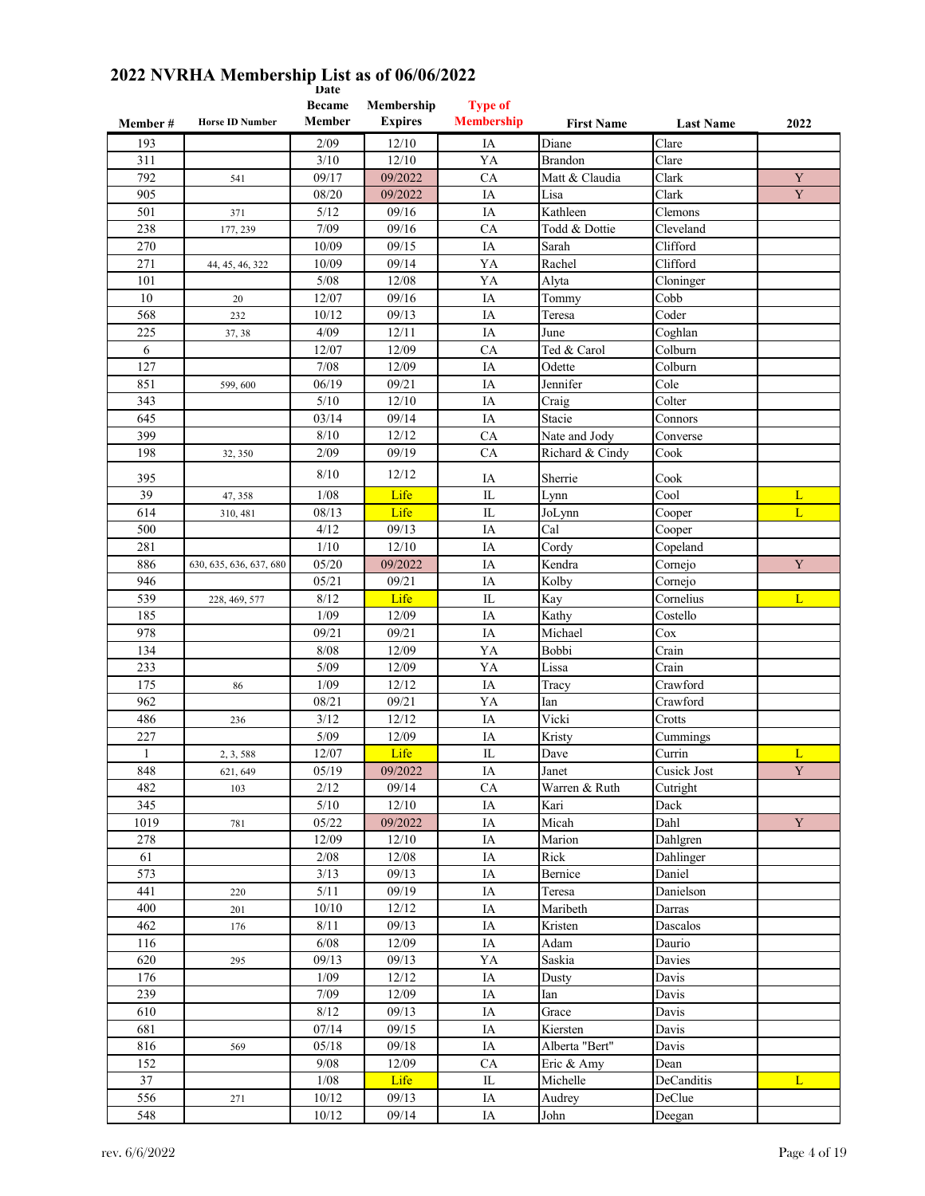# 2022 NVRHA Membership List as of 06/06/2022

| Member # | Horse ID Number | Date Became Member | Membership Expires | Type of Membership | First Name | Last Name | 2022 |
|---|---|---|---|---|---|---|---|
| 193 | | 2/09 | 12/10 | IA | Diane | Clare | |
| 311 | | 3/10 | 12/10 | YA | Brandon | Clare | |
| 792 | 541 | 09/17 | 09/2022 | CA | Matt & Claudia | Clark | Y |
| 905 | | 08/20 | 09/2022 | IA | Lisa | Clark | Y |
| 501 | 371 | 5/12 | 09/16 | IA | Kathleen | Clemons | |
| 238 | 177, 239 | 7/09 | 09/16 | CA | Todd & Dottie | Cleveland | |
| 270 | | 10/09 | 09/15 | IA | Sarah | Clifford | |
| 271 | 44, 45, 46, 322 | 10/09 | 09/14 | YA | Rachel | Clifford | |
| 101 | | 5/08 | 12/08 | YA | Alyta | Cloninger | |
| 10 | 20 | 12/07 | 09/16 | IA | Tommy | Cobb | |
| 568 | 232 | 10/12 | 09/13 | IA | Teresa | Coder | |
| 225 | 37, 38 | 4/09 | 12/11 | IA | June | Coghlan | |
| 6 | | 12/07 | 12/09 | CA | Ted & Carol | Colburn | |
| 127 | | 7/08 | 12/09 | IA | Odette | Colburn | |
| 851 | 599, 600 | 06/19 | 09/21 | IA | Jennifer | Cole | |
| 343 | | 5/10 | 12/10 | IA | Craig | Colter | |
| 645 | | 03/14 | 09/14 | IA | Stacie | Connors | |
| 399 | | 8/10 | 12/12 | CA | Nate and Jody | Converse | |
| 198 | 32, 350 | 2/09 | 09/19 | CA | Richard & Cindy | Cook | |
| 395 | | 8/10 | 12/12 | IA | Sherrie | Cook | |
| 39 | 47, 358 | 1/08 | Life | IL | Lynn | Cool | L |
| 614 | 310, 481 | 08/13 | Life | IL | JoLynn | Cooper | L |
| 500 | | 4/12 | 09/13 | IA | Cal | Cooper | |
| 281 | | 1/10 | 12/10 | IA | Cordy | Copeland | |
| 886 | 630, 635, 636, 637, 680 | 05/20 | 09/2022 | IA | Kendra | Cornejo | Y |
| 946 | | 05/21 | 09/21 | IA | Kolby | Cornejo | |
| 539 | 228, 469, 577 | 8/12 | Life | IL | Kay | Cornelius | L |
| 185 | | 1/09 | 12/09 | IA | Kathy | Costello | |
| 978 | | 09/21 | 09/21 | IA | Michael | Cox | |
| 134 | | 8/08 | 12/09 | YA | Bobbi | Crain | |
| 233 | | 5/09 | 12/09 | YA | Lissa | Crain | |
| 175 | 86 | 1/09 | 12/12 | IA | Tracy | Crawford | |
| 962 | | 08/21 | 09/21 | YA | Ian | Crawford | |
| 486 | 236 | 3/12 | 12/12 | IA | Vicki | Crotts | |
| 227 | | 5/09 | 12/09 | IA | Kristy | Cummings | |
| 1 | 2, 3, 588 | 12/07 | Life | IL | Dave | Currin | L |
| 848 | 621, 649 | 05/19 | 09/2022 | IA | Janet | Cusick Jost | Y |
| 482 | 103 | 2/12 | 09/14 | CA | Warren & Ruth | Cutright | |
| 345 | | 5/10 | 12/10 | IA | Kari | Dack | |
| 1019 | 781 | 05/22 | 09/2022 | IA | Micah | Dahl | Y |
| 278 | | 12/09 | 12/10 | IA | Marion | Dahlgren | |
| 61 | | 2/08 | 12/08 | IA | Rick | Dahlinger | |
| 573 | | 3/13 | 09/13 | IA | Bernice | Daniel | |
| 441 | 220 | 5/11 | 09/19 | IA | Teresa | Danielson | |
| 400 | 201 | 10/10 | 12/12 | IA | Maribeth | Darras | |
| 462 | 176 | 8/11 | 09/13 | IA | Kristen | Dascalos | |
| 116 | | 6/08 | 12/09 | IA | Adam | Daurio | |
| 620 | 295 | 09/13 | 09/13 | YA | Saskia | Davies | |
| 176 | | 1/09 | 12/12 | IA | Dusty | Davis | |
| 239 | | 7/09 | 12/09 | IA | Ian | Davis | |
| 610 | | 8/12 | 09/13 | IA | Grace | Davis | |
| 681 | | 07/14 | 09/15 | IA | Kiersten | Davis | |
| 816 | 569 | 05/18 | 09/18 | IA | Alberta "Bert" | Davis | |
| 152 | | 9/08 | 12/09 | CA | Eric & Amy | Dean | |
| 37 | | 1/08 | Life | IL | Michelle | DeCanditis | L |
| 556 | 271 | 10/12 | 09/13 | IA | Audrey | DeClue | |
| 548 | | 10/12 | 09/14 | IA | John | Deegan | |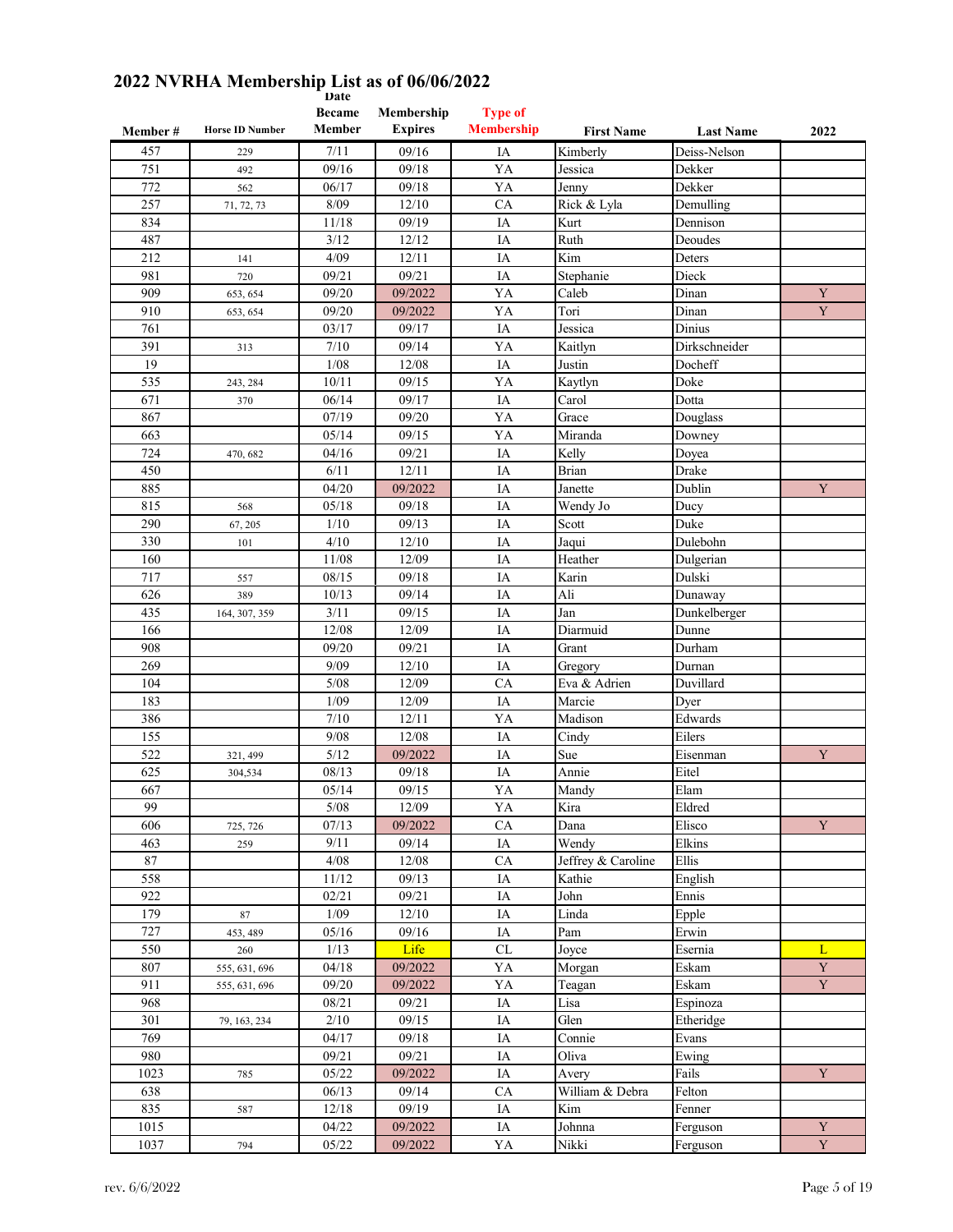# 2022 NVRHA Membership List as of 06/06/2022

| Member # | Horse ID Number | Date Became Member | Membership Expires | Type of Membership | First Name | Last Name | 2022 |
|---|---|---|---|---|---|---|---|
| 457 | 229 | 7/11 | 09/16 | IA | Kimberly | Deiss-Nelson | |
| 751 | 492 | 09/16 | 09/18 | YA | Jessica | Dekker | |
| 772 | 562 | 06/17 | 09/18 | YA | Jenny | Dekker | |
| 257 | 71, 72, 73 | 8/09 | 12/10 | CA | Rick & Lyla | Demulling | |
| 834 | | 11/18 | 09/19 | IA | Kurt | Dennison | |
| 487 | | 3/12 | 12/12 | IA | Ruth | Deoudes | |
| 212 | 141 | 4/09 | 12/11 | IA | Kim | Deters | |
| 981 | 720 | 09/21 | 09/21 | IA | Stephanie | Dieck | |
| 909 | 653, 654 | 09/20 | 09/2022 | YA | Caleb | Dinan | Y |
| 910 | 653, 654 | 09/20 | 09/2022 | YA | Tori | Dinan | Y |
| 761 | | 03/17 | 09/17 | IA | Jessica | Dinius | |
| 391 | 313 | 7/10 | 09/14 | YA | Kaitlyn | Dirkschneider | |
| 19 | | 1/08 | 12/08 | IA | Justin | Docheff | |
| 535 | 243, 284 | 10/11 | 09/15 | YA | Kaytlyn | Doke | |
| 671 | 370 | 06/14 | 09/17 | IA | Carol | Dotta | |
| 867 | | 07/19 | 09/20 | YA | Grace | Douglass | |
| 663 | | 05/14 | 09/15 | YA | Miranda | Downey | |
| 724 | 470, 682 | 04/16 | 09/21 | IA | Kelly | Doyea | |
| 450 | | 6/11 | 12/11 | IA | Brian | Drake | |
| 885 | | 04/20 | 09/2022 | IA | Janette | Dublin | Y |
| 815 | 568 | 05/18 | 09/18 | IA | Wendy Jo | Ducy | |
| 290 | 67, 205 | 1/10 | 09/13 | IA | Scott | Duke | |
| 330 | 101 | 4/10 | 12/10 | IA | Jaqui | Dulebohn | |
| 160 | | 11/08 | 12/09 | IA | Heather | Dulgerian | |
| 717 | 557 | 08/15 | 09/18 | IA | Karin | Dulski | |
| 626 | 389 | 10/13 | 09/14 | IA | Ali | Dunaway | |
| 435 | 164, 307, 359 | 3/11 | 09/15 | IA | Jan | Dunkelberger | |
| 166 | | 12/08 | 12/09 | IA | Diarmuid | Dunne | |
| 908 | | 09/20 | 09/21 | IA | Grant | Durham | |
| 269 | | 9/09 | 12/10 | IA | Gregory | Durnan | |
| 104 | | 5/08 | 12/09 | CA | Eva & Adrien | Duvillard | |
| 183 | | 1/09 | 12/09 | IA | Marcie | Dyer | |
| 386 | | 7/10 | 12/11 | YA | Madison | Edwards | |
| 155 | | 9/08 | 12/08 | IA | Cindy | Eilers | |
| 522 | 321, 499 | 5/12 | 09/2022 | IA | Sue | Eisenman | Y |
| 625 | 304,534 | 08/13 | 09/18 | IA | Annie | Eitel | |
| 667 | | 05/14 | 09/15 | YA | Mandy | Elam | |
| 99 | | 5/08 | 12/09 | YA | Kira | Eldred | |
| 606 | 725, 726 | 07/13 | 09/2022 | CA | Dana | Elisco | Y |
| 463 | 259 | 9/11 | 09/14 | IA | Wendy | Elkins | |
| 87 | | 4/08 | 12/08 | CA | Jeffrey & Caroline | Ellis | |
| 558 | | 11/12 | 09/13 | IA | Kathie | English | |
| 922 | | 02/21 | 09/21 | IA | John | Ennis | |
| 179 | 87 | 1/09 | 12/10 | IA | Linda | Epple | |
| 727 | 453, 489 | 05/16 | 09/16 | IA | Pam | Erwin | |
| 550 | 260 | 1/13 | Life | CL | Joyce | Esernia | L |
| 807 | 555, 631, 696 | 04/18 | 09/2022 | YA | Morgan | Eskam | Y |
| 911 | 555, 631, 696 | 09/20 | 09/2022 | YA | Teagan | Eskam | Y |
| 968 | | 08/21 | 09/21 | IA | Lisa | Espinoza | |
| 301 | 79, 163, 234 | 2/10 | 09/15 | IA | Glen | Etheridge | |
| 769 | | 04/17 | 09/18 | IA | Connie | Evans | |
| 980 | | 09/21 | 09/21 | IA | Oliva | Ewing | |
| 1023 | 785 | 05/22 | 09/2022 | IA | Avery | Fails | Y |
| 638 | | 06/13 | 09/14 | CA | William & Debra | Felton | |
| 835 | 587 | 12/18 | 09/19 | IA | Kim | Fenner | |
| 1015 | | 04/22 | 09/2022 | IA | Johnna | Ferguson | Y |
| 1037 | 794 | 05/22 | 09/2022 | YA | Nikki | Ferguson | Y |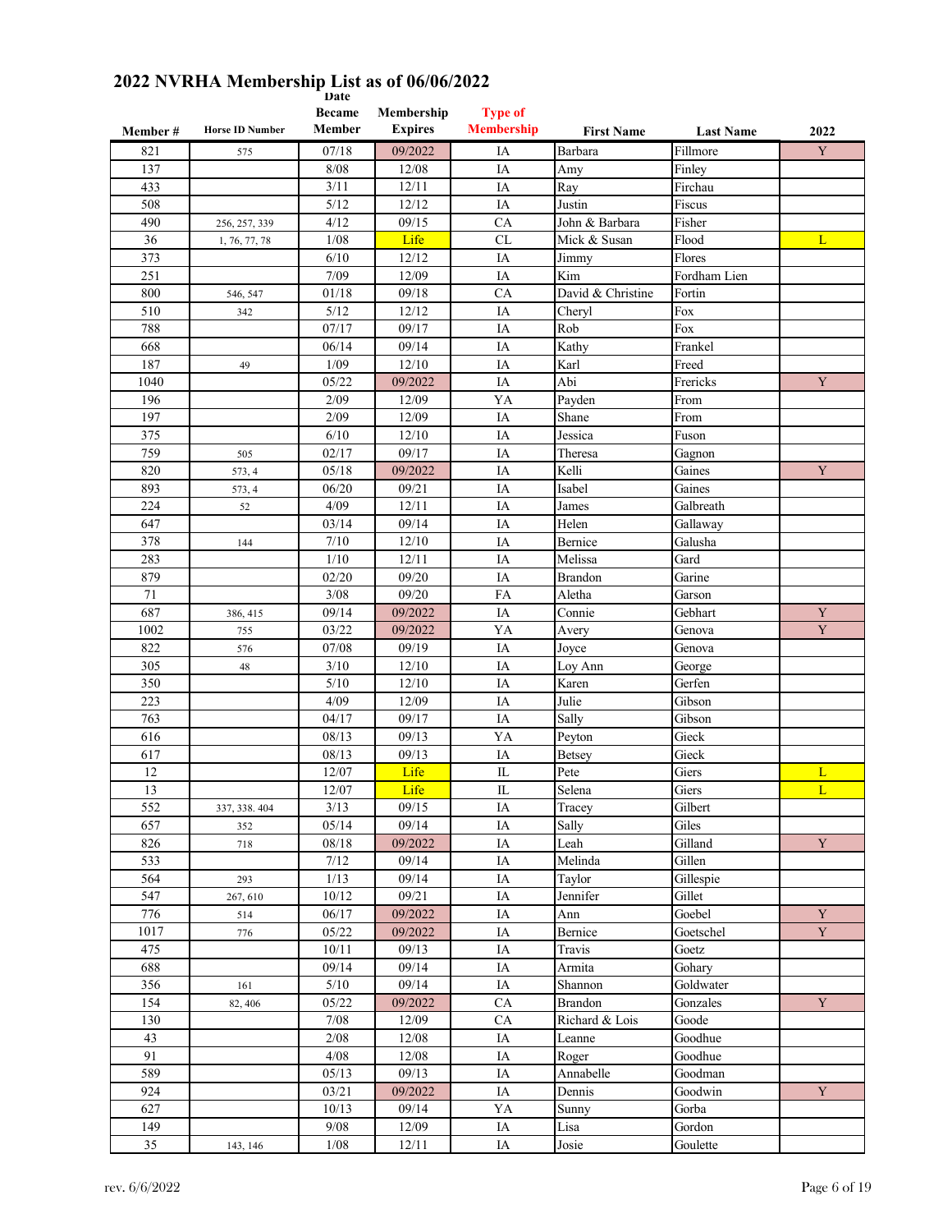# 2022 NVRHA Membership List as of 06/06/2022

| Member # | Horse ID Number | Date Became Member | Membership Expires | Type of Membership | First Name | Last Name | 2022 |
|---|---|---|---|---|---|---|---|
| 821 | 575 | 07/18 | 09/2022 | IA | Barbara | Fillmore | Y |
| 137 | | 8/08 | 12/08 | IA | Amy | Finley | |
| 433 | | 3/11 | 12/11 | IA | Ray | Firchau | |
| 508 | | 5/12 | 12/12 | IA | Justin | Fiscus | |
| 490 | 256, 257, 339 | 4/12 | 09/15 | CA | John & Barbara | Fisher | |
| 36 | 1, 76, 77, 78 | 1/08 | Life | CL | Mick & Susan | Flood | L |
| 373 | | 6/10 | 12/12 | IA | Jimmy | Flores | |
| 251 | | 7/09 | 12/09 | IA | Kim | Fordham Lien | |
| 800 | 546, 547 | 01/18 | 09/18 | CA | David & Christine | Fortin | |
| 510 | 342 | 5/12 | 12/12 | IA | Cheryl | Fox | |
| 788 | | 07/17 | 09/17 | IA | Rob | Fox | |
| 668 | | 06/14 | 09/14 | IA | Kathy | Frankel | |
| 187 | 49 | 1/09 | 12/10 | IA | Karl | Freed | |
| 1040 | | 05/22 | 09/2022 | IA | Abi | Frericks | Y |
| 196 | | 2/09 | 12/09 | YA | Payden | From | |
| 197 | | 2/09 | 12/09 | IA | Shane | From | |
| 375 | | 6/10 | 12/10 | IA | Jessica | Fuson | |
| 759 | 505 | 02/17 | 09/17 | IA | Theresa | Gagnon | |
| 820 | 573, 4 | 05/18 | 09/2022 | IA | Kelli | Gaines | Y |
| 893 | 573, 4 | 06/20 | 09/21 | IA | Isabel | Gaines | |
| 224 | 52 | 4/09 | 12/11 | IA | James | Galbreath | |
| 647 | | 03/14 | 09/14 | IA | Helen | Gallaway | |
| 378 | 144 | 7/10 | 12/10 | IA | Bernice | Galusha | |
| 283 | | 1/10 | 12/11 | IA | Melissa | Gard | |
| 879 | | 02/20 | 09/20 | IA | Brandon | Garine | |
| 71 | | 3/08 | 09/20 | FA | Aletha | Garson | |
| 687 | 386, 415 | 09/14 | 09/2022 | IA | Connie | Gebhart | Y |
| 1002 | 755 | 03/22 | 09/2022 | YA | Avery | Genova | Y |
| 822 | 576 | 07/08 | 09/19 | IA | Joyce | Genova | |
| 305 | 48 | 3/10 | 12/10 | IA | Loy Ann | George | |
| 350 | | 5/10 | 12/10 | IA | Karen | Gerfen | |
| 223 | | 4/09 | 12/09 | IA | Julie | Gibson | |
| 763 | | 04/17 | 09/17 | IA | Sally | Gibson | |
| 616 | | 08/13 | 09/13 | YA | Peyton | Gieck | |
| 617 | | 08/13 | 09/13 | IA | Betsey | Gieck | |
| 12 | | 12/07 | Life | IL | Pete | Giers | L |
| 13 | | 12/07 | Life | IL | Selena | Giers | L |
| 552 | 337, 338. 404 | 3/13 | 09/15 | IA | Tracey | Gilbert | |
| 657 | 352 | 05/14 | 09/14 | IA | Sally | Giles | |
| 826 | 718 | 08/18 | 09/2022 | IA | Leah | Gilland | Y |
| 533 | | 7/12 | 09/14 | IA | Melinda | Gillen | |
| 564 | 293 | 1/13 | 09/14 | IA | Taylor | Gillespie | |
| 547 | 267, 610 | 10/12 | 09/21 | IA | Jennifer | Gillet | |
| 776 | 514 | 06/17 | 09/2022 | IA | Ann | Goebel | Y |
| 1017 | 776 | 05/22 | 09/2022 | IA | Bernice | Goetschel | Y |
| 475 | | 10/11 | 09/13 | IA | Travis | Goetz | |
| 688 | | 09/14 | 09/14 | IA | Armita | Gohary | |
| 356 | 161 | 5/10 | 09/14 | IA | Shannon | Goldwater | |
| 154 | 82, 406 | 05/22 | 09/2022 | CA | Brandon | Gonzales | Y |
| 130 | | 7/08 | 12/09 | CA | Richard & Lois | Goode | |
| 43 | | 2/08 | 12/08 | IA | Leanne | Goodhue | |
| 91 | | 4/08 | 12/08 | IA | Roger | Goodhue | |
| 589 | | 05/13 | 09/13 | IA | Annabelle | Goodman | |
| 924 | | 03/21 | 09/2022 | IA | Dennis | Goodwin | Y |
| 627 | | 10/13 | 09/14 | YA | Sunny | Gorba | |
| 149 | | 9/08 | 12/09 | IA | Lisa | Gordon | |
| 35 | 143, 146 | 1/08 | 12/11 | IA | Josie | Goulette | |

rev. 6/6/2022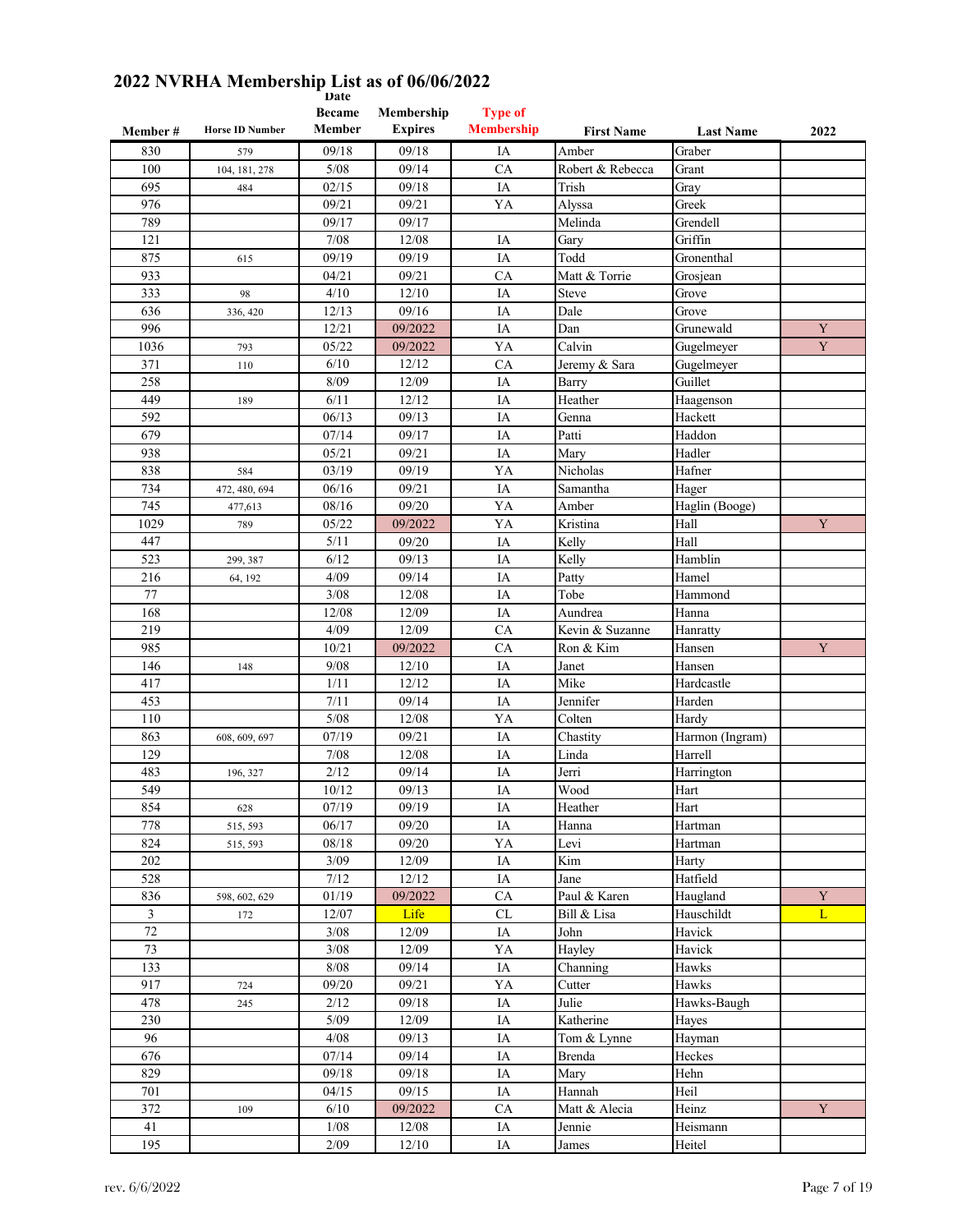# 2022 NVRHA Membership List as of 06/06/2022

| Member # | Horse ID Number | Date Became Member | Membership Expires | Type of Membership | First Name | Last Name | 2022 |
|---|---|---|---|---|---|---|---|
| 830 | 579 | 09/18 | 09/18 | IA | Amber | Graber | |
| 100 | 104, 181, 278 | 5/08 | 09/14 | CA | Robert & Rebecca | Grant | |
| 695 | 484 | 02/15 | 09/18 | IA | Trish | Gray | |
| 976 | | 09/21 | 09/21 | YA | Alyssa | Greek | |
| 789 | | 09/17 | 09/17 | | Melinda | Grendell | |
| 121 | | 7/08 | 12/08 | IA | Gary | Griffin | |
| 875 | 615 | 09/19 | 09/19 | IA | Todd | Gronenthal | |
| 933 | | 04/21 | 09/21 | CA | Matt & Torrie | Grosjean | |
| 333 | 98 | 4/10 | 12/10 | IA | Steve | Grove | |
| 636 | 336, 420 | 12/13 | 09/16 | IA | Dale | Grove | |
| 996 | | 12/21 | 09/2022 | IA | Dan | Grunewald | Y |
| 1036 | 793 | 05/22 | 09/2022 | YA | Calvin | Gugelmeyer | Y |
| 371 | 110 | 6/10 | 12/12 | CA | Jeremy & Sara | Gugelmeyer | |
| 258 | | 8/09 | 12/09 | IA | Barry | Guillet | |
| 449 | 189 | 6/11 | 12/12 | IA | Heather | Haagenson | |
| 592 | | 06/13 | 09/13 | IA | Genna | Hackett | |
| 679 | | 07/14 | 09/17 | IA | Patti | Haddon | |
| 938 | | 05/21 | 09/21 | IA | Mary | Hadler | |
| 838 | 584 | 03/19 | 09/19 | YA | Nicholas | Hafner | |
| 734 | 472, 480, 694 | 06/16 | 09/21 | IA | Samantha | Hager | |
| 745 | 477,613 | 08/16 | 09/20 | YA | Amber | Haglin (Booge) | |
| 1029 | 789 | 05/22 | 09/2022 | YA | Kristina | Hall | Y |
| 447 | | 5/11 | 09/20 | IA | Kelly | Hall | |
| 523 | 299, 387 | 6/12 | 09/13 | IA | Kelly | Hamblin | |
| 216 | 64, 192 | 4/09 | 09/14 | IA | Patty | Hamel | |
| 77 | | 3/08 | 12/08 | IA | Tobe | Hammond | |
| 168 | | 12/08 | 12/09 | IA | Aundrea | Hanna | |
| 219 | | 4/09 | 12/09 | CA | Kevin & Suzanne | Hanratty | |
| 985 | | 10/21 | 09/2022 | CA | Ron & Kim | Hansen | Y |
| 146 | 148 | 9/08 | 12/10 | IA | Janet | Hansen | |
| 417 | | 1/11 | 12/12 | IA | Mike | Hardcastle | |
| 453 | | 7/11 | 09/14 | IA | Jennifer | Harden | |
| 110 | | 5/08 | 12/08 | YA | Colten | Hardy | |
| 863 | 608, 609, 697 | 07/19 | 09/21 | IA | Chastity | Harmon (Ingram) | |
| 129 | | 7/08 | 12/08 | IA | Linda | Harrell | |
| 483 | 196, 327 | 2/12 | 09/14 | IA | Jerri | Harrington | |
| 549 | | 10/12 | 09/13 | IA | Wood | Hart | |
| 854 | 628 | 07/19 | 09/19 | IA | Heather | Hart | |
| 778 | 515, 593 | 06/17 | 09/20 | IA | Hanna | Hartman | |
| 824 | 515, 593 | 08/18 | 09/20 | YA | Levi | Hartman | |
| 202 | | 3/09 | 12/09 | IA | Kim | Harty | |
| 528 | | 7/12 | 12/12 | IA | Jane | Hatfield | |
| 836 | 598, 602, 629 | 01/19 | 09/2022 | CA | Paul & Karen | Haugland | Y |
| 3 | 172 | 12/07 | Life | CL | Bill & Lisa | Hauschildt | L |
| 72 | | 3/08 | 12/09 | IA | John | Havick | |
| 73 | | 3/08 | 12/09 | YA | Hayley | Havick | |
| 133 | | 8/08 | 09/14 | IA | Channing | Hawks | |
| 917 | 724 | 09/20 | 09/21 | YA | Cutter | Hawks | |
| 478 | 245 | 2/12 | 09/18 | IA | Julie | Hawks-Baugh | |
| 230 | | 5/09 | 12/09 | IA | Katherine | Hayes | |
| 96 | | 4/08 | 09/13 | IA | Tom & Lynne | Hayman | |
| 676 | | 07/14 | 09/14 | IA | Brenda | Heckes | |
| 829 | | 09/18 | 09/18 | IA | Mary | Hehn | |
| 701 | | 04/15 | 09/15 | IA | Hannah | Heil | |
| 372 | 109 | 6/10 | 09/2022 | CA | Matt & Alecia | Heinz | Y |
| 41 | | 1/08 | 12/08 | IA | Jennie | Heismann | |
| 195 | | 2/09 | 12/10 | IA | James | Heitel | |

rev. 6/6/2022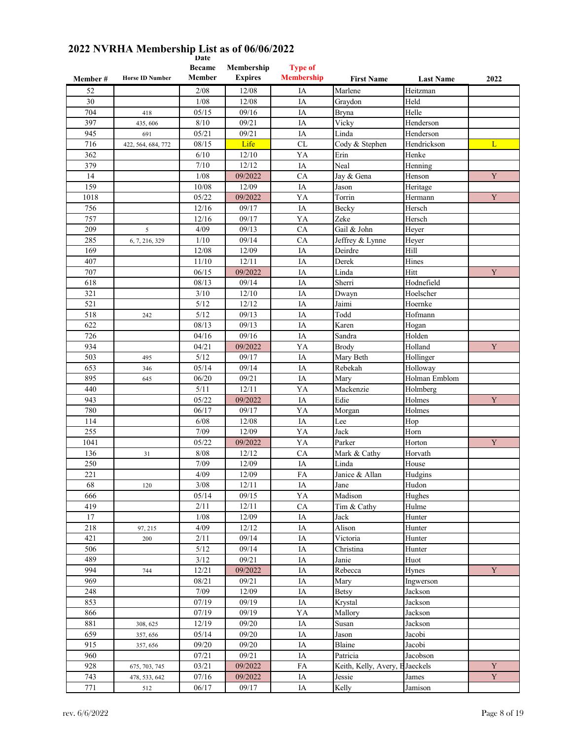# 2022 NVRHA Membership List as of 06/06/2022

| Member # | Horse ID Number | Date Became Member | Membership Expires | Type of Membership | First Name | Last Name | 2022 |
|---|---|---|---|---|---|---|---|
| 52 | | 2/08 | 12/08 | IA | Marlene | Heitzman | |
| 30 | | 1/08 | 12/08 | IA | Graydon | Held | |
| 704 | 418 | 05/15 | 09/16 | IA | Bryna | Helle | |
| 397 | 435, 606 | 8/10 | 09/21 | IA | Vicky | Henderson | |
| 945 | 691 | 05/21 | 09/21 | IA | Linda | Henderson | |
| 716 | 422, 564, 684, 772 | 08/15 | Life | CL | Cody & Stephen | Hendrickson | L |
| 362 | | 6/10 | 12/10 | YA | Erin | Henke | |
| 379 | | 7/10 | 12/12 | IA | Neal | Henning | |
| 14 | | 1/08 | 09/2022 | CA | Jay & Gena | Henson | Y |
| 159 | | 10/08 | 12/09 | IA | Jason | Heritage | |
| 1018 | | 05/22 | 09/2022 | YA | Torrin | Hermann | Y |
| 756 | | 12/16 | 09/17 | IA | Becky | Hersch | |
| 757 | | 12/16 | 09/17 | YA | Zeke | Hersch | |
| 209 | 5 | 4/09 | 09/13 | CA | Gail & John | Heyer | |
| 285 | 6, 7, 216, 329 | 1/10 | 09/14 | CA | Jeffrey & Lynne | Heyer | |
| 169 | | 12/08 | 12/09 | IA | Deirdre | Hill | |
| 407 | | 11/10 | 12/11 | IA | Derek | Hines | |
| 707 | | 06/15 | 09/2022 | IA | Linda | Hitt | Y |
| 618 | | 08/13 | 09/14 | IA | Sherri | Hodnefield | |
| 321 | | 3/10 | 12/10 | IA | Dwayn | Hoelscher | |
| 521 | | 5/12 | 12/12 | IA | Jaimi | Hoernke | |
| 518 | 242 | 5/12 | 09/13 | IA | Todd | Hofmann | |
| 622 | | 08/13 | 09/13 | IA | Karen | Hogan | |
| 726 | | 04/16 | 09/16 | IA | Sandra | Holden | |
| 934 | | 04/21 | 09/2022 | YA | Brody | Holland | Y |
| 503 | 495 | 5/12 | 09/17 | IA | Mary Beth | Hollinger | |
| 653 | 346 | 05/14 | 09/14 | IA | Rebekah | Holloway | |
| 895 | 645 | 06/20 | 09/21 | IA | Mary | Holman Emblom | |
| 440 | | 5/11 | 12/11 | YA | Mackenzie | Holmberg | |
| 943 | | 05/22 | 09/2022 | IA | Edie | Holmes | Y |
| 780 | | 06/17 | 09/17 | YA | Morgan | Holmes | |
| 114 | | 6/08 | 12/08 | IA | Lee | Hop | |
| 255 | | 7/09 | 12/09 | YA | Jack | Horn | |
| 1041 | | 05/22 | 09/2022 | YA | Parker | Horton | Y |
| 136 | 31 | 8/08 | 12/12 | CA | Mark & Cathy | Horvath | |
| 250 | | 7/09 | 12/09 | IA | Linda | House | |
| 221 | | 4/09 | 12/09 | FA | Janice & Allan | Hudgins | |
| 68 | 120 | 3/08 | 12/11 | IA | Jane | Hudon | |
| 666 | | 05/14 | 09/15 | YA | Madison | Hughes | |
| 419 | | 2/11 | 12/11 | CA | Tim & Cathy | Hulme | |
| 17 | | 1/08 | 12/09 | IA | Jack | Hunter | |
| 218 | 97, 215 | 4/09 | 12/12 | IA | Alison | Hunter | |
| 421 | 200 | 2/11 | 09/14 | IA | Victoria | Hunter | |
| 506 | | 5/12 | 09/14 | IA | Christina | Hunter | |
| 489 | | 3/12 | 09/21 | IA | Janie | Huot | |
| 994 | 744 | 12/21 | 09/2022 | IA | Rebecca | Hynes | Y |
| 969 | | 08/21 | 09/21 | IA | Mary | Ingwerson | |
| 248 | | 7/09 | 12/09 | IA | Betsy | Jackson | |
| 853 | | 07/19 | 09/19 | IA | Krystal | Jackson | |
| 866 | | 07/19 | 09/19 | YA | Mallory | Jackson | |
| 881 | 308, 625 | 12/19 | 09/20 | IA | Susan | Jackson | |
| 659 | 357, 656 | 05/14 | 09/20 | IA | Jason | Jacobi | |
| 915 | 357, 656 | 09/20 | 09/20 | IA | Blaine | Jacobi | |
| 960 | | 07/21 | 09/21 | IA | Patricia | Jacobson | |
| 928 | 675, 703, 745 | 03/21 | 09/2022 | FA | Keith, Kelly, Avery, E | Jaeckels | Y |
| 743 | 478, 533, 642 | 07/16 | 09/2022 | IA | Jessie | James | Y |
| 771 | 512 | 06/17 | 09/17 | IA | Kelly | Jamison | |

rev. 6/6/2022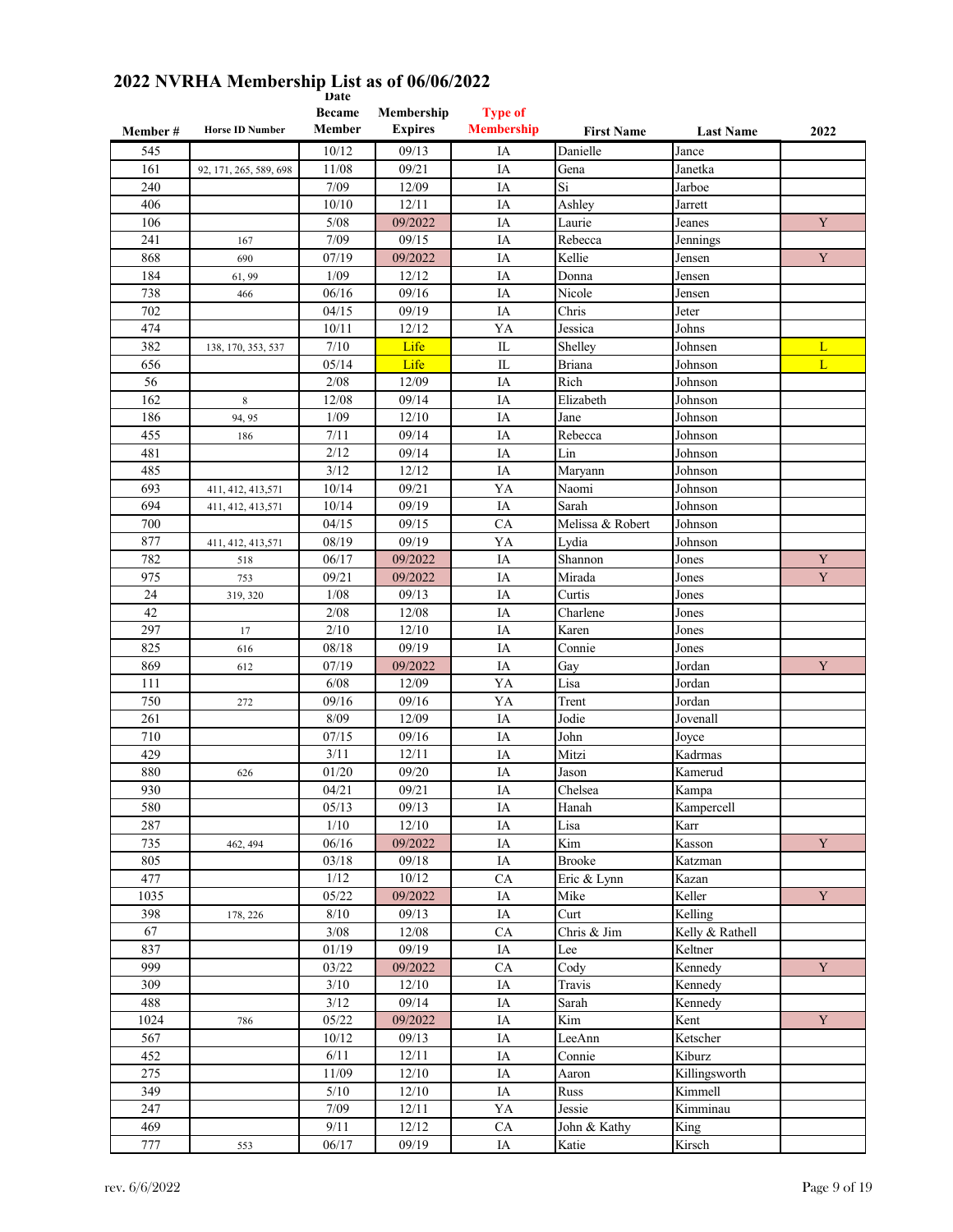# 2022 NVRHA Membership List as of 06/06/2022

| Member # | Horse ID Number | Date Became Member | Membership Expires | Type of Membership | First Name | Last Name | 2022 |
|---|---|---|---|---|---|---|---|
| 545 | | 10/12 | 09/13 | IA | Danielle | Jance | |
| 161 | 92, 171, 265, 589, 698 | 11/08 | 09/21 | IA | Gena | Janetka | |
| 240 | | 7/09 | 12/09 | IA | Si | Jarboe | |
| 406 | | 10/10 | 12/11 | IA | Ashley | Jarrett | |
| 106 | | 5/08 | 09/2022 | IA | Laurie | Jeanes | Y |
| 241 | 167 | 7/09 | 09/15 | IA | Rebecca | Jennings | |
| 868 | 690 | 07/19 | 09/2022 | IA | Kellie | Jensen | Y |
| 184 | 61, 99 | 1/09 | 12/12 | IA | Donna | Jensen | |
| 738 | 466 | 06/16 | 09/16 | IA | Nicole | Jensen | |
| 702 | | 04/15 | 09/19 | IA | Chris | Jeter | |
| 474 | | 10/11 | 12/12 | YA | Jessica | Johns | |
| 382 | 138, 170, 353, 537 | 7/10 | Life | IL | Shelley | Johnsen | L |
| 656 | | 05/14 | Life | IL | Briana | Johnson | L |
| 56 | | 2/08 | 12/09 | IA | Rich | Johnson | |
| 162 | 8 | 12/08 | 09/14 | IA | Elizabeth | Johnson | |
| 186 | 94, 95 | 1/09 | 12/10 | IA | Jane | Johnson | |
| 455 | 186 | 7/11 | 09/14 | IA | Rebecca | Johnson | |
| 481 | | 2/12 | 09/14 | IA | Lin | Johnson | |
| 485 | | 3/12 | 12/12 | IA | Maryann | Johnson | |
| 693 | 411, 412, 413,571 | 10/14 | 09/21 | YA | Naomi | Johnson | |
| 694 | 411, 412, 413,571 | 10/14 | 09/19 | IA | Sarah | Johnson | |
| 700 | | 04/15 | 09/15 | CA | Melissa & Robert | Johnson | |
| 877 | 411, 412, 413,571 | 08/19 | 09/19 | YA | Lydia | Johnson | |
| 782 | 518 | 06/17 | 09/2022 | IA | Shannon | Jones | Y |
| 975 | 753 | 09/21 | 09/2022 | IA | Mirada | Jones | Y |
| 24 | 319, 320 | 1/08 | 09/13 | IA | Curtis | Jones | |
| 42 | | 2/08 | 12/08 | IA | Charlene | Jones | |
| 297 | 17 | 2/10 | 12/10 | IA | Karen | Jones | |
| 825 | 616 | 08/18 | 09/19 | IA | Connie | Jones | |
| 869 | 612 | 07/19 | 09/2022 | IA | Gay | Jordan | Y |
| 111 | | 6/08 | 12/09 | YA | Lisa | Jordan | |
| 750 | 272 | 09/16 | 09/16 | YA | Trent | Jordan | |
| 261 | | 8/09 | 12/09 | IA | Jodie | Jovenall | |
| 710 | | 07/15 | 09/16 | IA | John | Joyce | |
| 429 | | 3/11 | 12/11 | IA | Mitzi | Kadrmas | |
| 880 | 626 | 01/20 | 09/20 | IA | Jason | Kamerud | |
| 930 | | 04/21 | 09/21 | IA | Chelsea | Kampa | |
| 580 | | 05/13 | 09/13 | IA | Hanah | Kampercell | |
| 287 | | 1/10 | 12/10 | IA | Lisa | Karr | |
| 735 | 462, 494 | 06/16 | 09/2022 | IA | Kim | Kasson | Y |
| 805 | | 03/18 | 09/18 | IA | Brooke | Katzman | |
| 477 | | 1/12 | 10/12 | CA | Eric & Lynn | Kazan | |
| 1035 | | 05/22 | 09/2022 | IA | Mike | Keller | Y |
| 398 | 178, 226 | 8/10 | 09/13 | IA | Curt | Kelling | |
| 67 | | 3/08 | 12/08 | CA | Chris & Jim | Kelly & Rathell | |
| 837 | | 01/19 | 09/19 | IA | Lee | Keltner | |
| 999 | | 03/22 | 09/2022 | CA | Cody | Kennedy | Y |
| 309 | | 3/10 | 12/10 | IA | Travis | Kennedy | |
| 488 | | 3/12 | 09/14 | IA | Sarah | Kennedy | |
| 1024 | 786 | 05/22 | 09/2022 | IA | Kim | Kent | Y |
| 567 | | 10/12 | 09/13 | IA | LeeAnn | Ketscher | |
| 452 | | 6/11 | 12/11 | IA | Connie | Kiburz | |
| 275 | | 11/09 | 12/10 | IA | Aaron | Killingsworth | |
| 349 | | 5/10 | 12/10 | IA | Russ | Kimmell | |
| 247 | | 7/09 | 12/11 | YA | Jessie | Kimminau | |
| 469 | | 9/11 | 12/12 | CA | John & Kathy | King | |
| 777 | 553 | 06/17 | 09/19 | IA | Katie | Kirsch | |

rev. 6/6/2022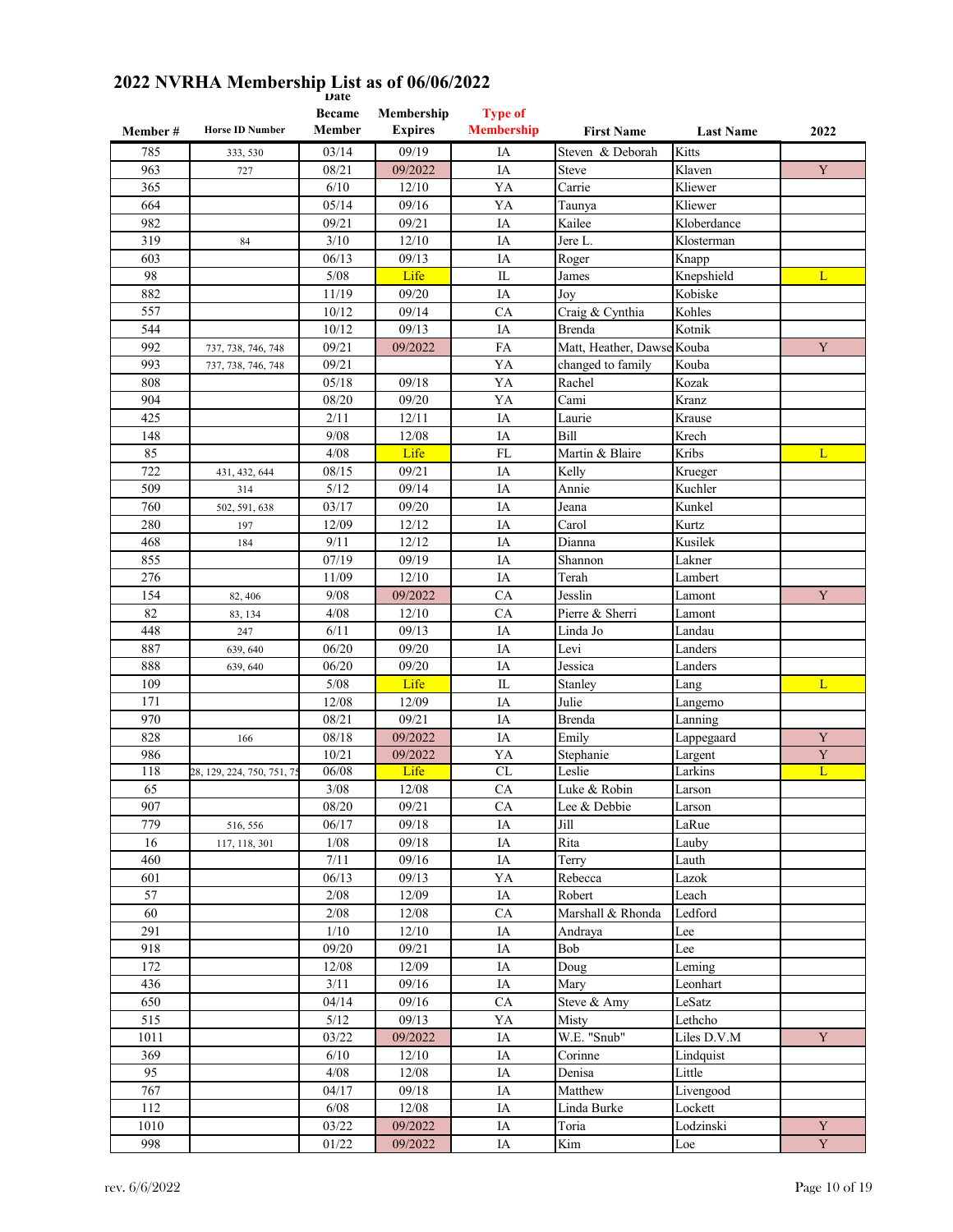# 2022 NVRHA Membership List as of 06/06/2022

| Member # | Horse ID Number | Date Became Member | Membership Expires | Type of Membership | First Name | Last Name | 2022 |
|---|---|---|---|---|---|---|---|
| 785 | 333, 530 | 03/14 | 09/19 | IA | Steven & Deborah | Kitts | |
| 963 | 727 | 08/21 | 09/2022 | IA | Steve | Klaven | Y |
| 365 | | 6/10 | 12/10 | YA | Carrie | Kliewer | |
| 664 | | 05/14 | 09/16 | YA | Taunya | Kliewer | |
| 982 | | 09/21 | 09/21 | IA | Kailee | Kloberdance | |
| 319 | 84 | 3/10 | 12/10 | IA | Jere L. | Klosterman | |
| 603 | | 06/13 | 09/13 | IA | Roger | Knapp | |
| 98 | | 5/08 | Life | IL | James | Knepshield | L |
| 882 | | 11/19 | 09/20 | IA | Joy | Kobiske | |
| 557 | | 10/12 | 09/14 | CA | Craig & Cynthia | Kohles | |
| 544 | | 10/12 | 09/13 | IA | Brenda | Kotnik | |
| 992 | 737, 738, 746, 748 | 09/21 | 09/2022 | FA | Matt, Heather, Dawse | Kouba | Y |
| 993 | 737, 738, 746, 748 | 09/21 | | YA | changed to family | Kouba | |
| 808 | | 05/18 | 09/18 | YA | Rachel | Kozak | |
| 904 | | 08/20 | 09/20 | YA | Cami | Kranz | |
| 425 | | 2/11 | 12/11 | IA | Laurie | Krause | |
| 148 | | 9/08 | 12/08 | IA | Bill | Krech | |
| 85 | | 4/08 | Life | FL | Martin & Blaire | Kribs | L |
| 722 | 431, 432, 644 | 08/15 | 09/21 | IA | Kelly | Krueger | |
| 509 | 314 | 5/12 | 09/14 | IA | Annie | Kuchler | |
| 760 | 502, 591, 638 | 03/17 | 09/20 | IA | Jeana | Kunkel | |
| 280 | 197 | 12/09 | 12/12 | IA | Carol | Kurtz | |
| 468 | 184 | 9/11 | 12/12 | IA | Dianna | Kusilek | |
| 855 | | 07/19 | 09/19 | IA | Shannon | Lakner | |
| 276 | | 11/09 | 12/10 | IA | Terah | Lambert | |
| 154 | 82, 406 | 9/08 | 09/2022 | CA | Jesslin | Lamont | Y |
| 82 | 83, 134 | 4/08 | 12/10 | CA | Pierre & Sherri | Lamont | |
| 448 | 247 | 6/11 | 09/13 | IA | Linda Jo | Landau | |
| 887 | 639, 640 | 06/20 | 09/20 | IA | Levi | Landers | |
| 888 | 639, 640 | 06/20 | 09/20 | IA | Jessica | Landers | |
| 109 | | 5/08 | Life | IL | Stanley | Lang | L |
| 171 | | 12/08 | 12/09 | IA | Julie | Langemo | |
| 970 | | 08/21 | 09/21 | IA | Brenda | Lanning | |
| 828 | 166 | 08/18 | 09/2022 | IA | Emily | Lappegaard | Y |
| 986 | | 10/21 | 09/2022 | YA | Stephanie | Largent | Y |
| 118 | 28, 129, 224, 750, 751, 75 | 06/08 | Life | CL | Leslie | Larkins | L |
| 65 | | 3/08 | 12/08 | CA | Luke & Robin | Larson | |
| 907 | | 08/20 | 09/21 | CA | Lee & Debbie | Larson | |
| 779 | 516, 556 | 06/17 | 09/18 | IA | Jill | LaRue | |
| 16 | 117, 118, 301 | 1/08 | 09/18 | IA | Rita | Lauby | |
| 460 | | 7/11 | 09/16 | IA | Terry | Lauth | |
| 601 | | 06/13 | 09/13 | YA | Rebecca | Lazok | |
| 57 | | 2/08 | 12/09 | IA | Robert | Leach | |
| 60 | | 2/08 | 12/08 | CA | Marshall & Rhonda | Ledford | |
| 291 | | 1/10 | 12/10 | IA | Andraya | Lee | |
| 918 | | 09/20 | 09/21 | IA | Bob | Lee | |
| 172 | | 12/08 | 12/09 | IA | Doug | Leming | |
| 436 | | 3/11 | 09/16 | IA | Mary | Leonhart | |
| 650 | | 04/14 | 09/16 | CA | Steve & Amy | LeSatz | |
| 515 | | 5/12 | 09/13 | YA | Misty | Lethcho | |
| 1011 | | 03/22 | 09/2022 | IA | W.E. "Snub" | Liles D.V.M | Y |
| 369 | | 6/10 | 12/10 | IA | Corinne | Lindquist | |
| 95 | | 4/08 | 12/08 | IA | Denisa | Little | |
| 767 | | 04/17 | 09/18 | IA | Matthew | Livengood | |
| 112 | | 6/08 | 12/08 | IA | Linda Burke | Lockett | |
| 1010 | | 03/22 | 09/2022 | IA | Toria | Lodzinski | Y |
| 998 | | 01/22 | 09/2022 | IA | Kim | Loe | Y |

rev. 6/6/2022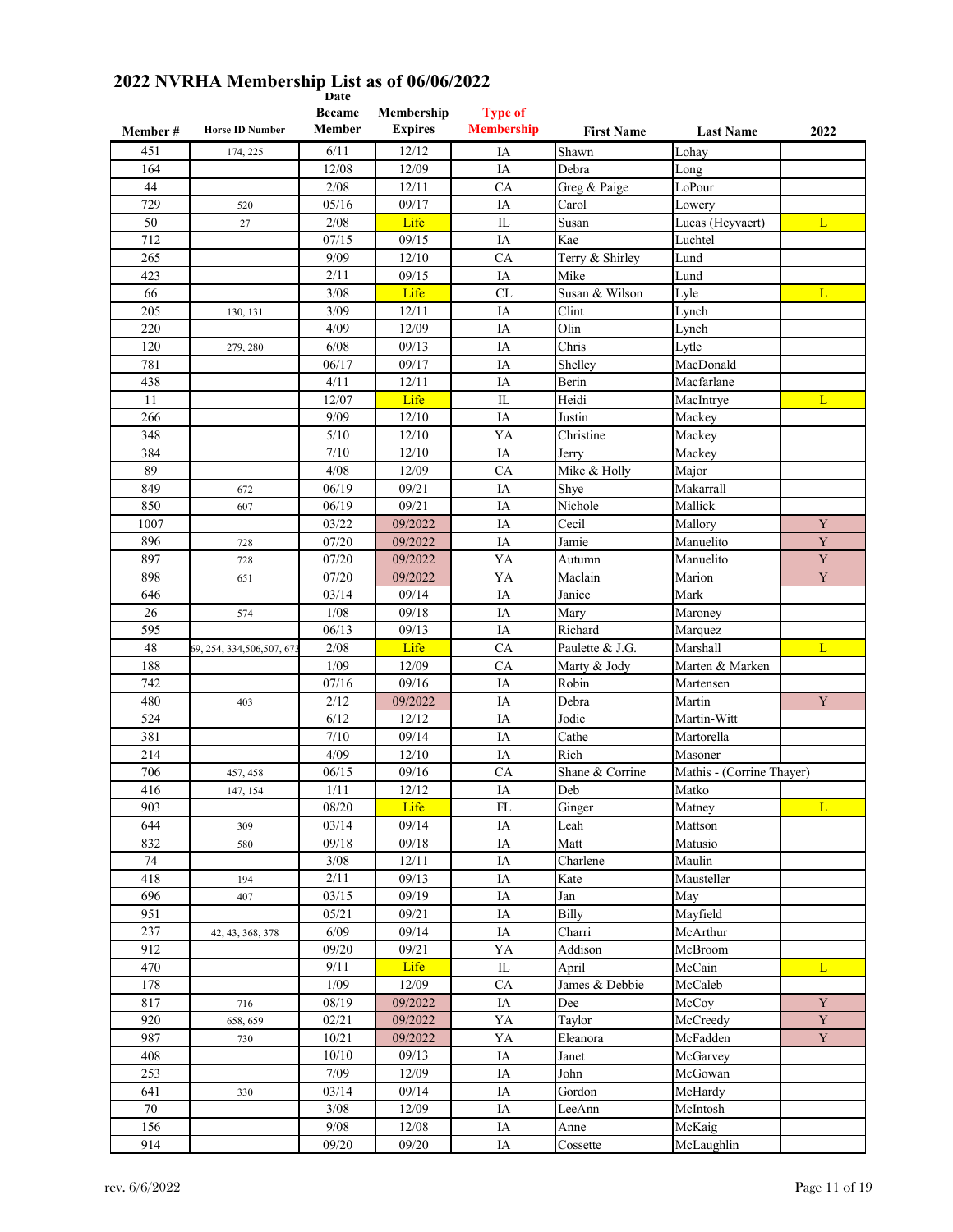# 2022 NVRHA Membership List as of 06/06/2022

| Member # | Horse ID Number | Date Became Member | Membership Expires | Type of Membership | First Name | Last Name | 2022 |
|---|---|---|---|---|---|---|---|
| 451 | 174, 225 | 6/11 | 12/12 | IA | Shawn | Lohay | |
| 164 | | 12/08 | 12/09 | IA | Debra | Long | |
| 44 | | 2/08 | 12/11 | CA | Greg & Paige | LoPour | |
| 729 | 520 | 05/16 | 09/17 | IA | Carol | Lowery | |
| 50 | 27 | 2/08 | Life | IL | Susan | Lucas (Heyvaert) | L |
| 712 | | 07/15 | 09/15 | IA | Kae | Luchtel | |
| 265 | | 9/09 | 12/10 | CA | Terry & Shirley | Lund | |
| 423 | | 2/11 | 09/15 | IA | Mike | Lund | |
| 66 | | 3/08 | Life | CL | Susan & Wilson | Lyle | L |
| 205 | 130, 131 | 3/09 | 12/11 | IA | Clint | Lynch | |
| 220 | | 4/09 | 12/09 | IA | Olin | Lynch | |
| 120 | 279, 280 | 6/08 | 09/13 | IA | Chris | Lytle | |
| 781 | | 06/17 | 09/17 | IA | Shelley | MacDonald | |
| 438 | | 4/11 | 12/11 | IA | Berin | Macfarlane | |
| 11 | | 12/07 | Life | IL | Heidi | MacIntrye | L |
| 266 | | 9/09 | 12/10 | IA | Justin | Mackey | |
| 348 | | 5/10 | 12/10 | YA | Christine | Mackey | |
| 384 | | 7/10 | 12/10 | IA | Jerry | Mackey | |
| 89 | | 4/08 | 12/09 | CA | Mike & Holly | Major | |
| 849 | 672 | 06/19 | 09/21 | IA | Shye | Makarrall | |
| 850 | 607 | 06/19 | 09/21 | IA | Nichole | Mallick | |
| 1007 | | 03/22 | 09/2022 | IA | Cecil | Mallory | Y |
| 896 | 728 | 07/20 | 09/2022 | IA | Jamie | Manuelito | Y |
| 897 | 728 | 07/20 | 09/2022 | YA | Autumn | Manuelito | Y |
| 898 | 651 | 07/20 | 09/2022 | YA | Maclain | Marion | Y |
| 646 | | 03/14 | 09/14 | IA | Janice | Mark | |
| 26 | 574 | 1/08 | 09/18 | IA | Mary | Maroney | |
| 595 | | 06/13 | 09/13 | IA | Richard | Marquez | |
| 48 | 69, 254, 334,506,507, 673 | 2/08 | Life | CA | Paulette & J.G. | Marshall | L |
| 188 | | 1/09 | 12/09 | CA | Marty & Jody | Marten & Marken | |
| 742 | | 07/16 | 09/16 | IA | Robin | Martensen | |
| 480 | 403 | 2/12 | 09/2022 | IA | Debra | Martin | Y |
| 524 | | 6/12 | 12/12 | IA | Jodie | Martin-Witt | |
| 381 | | 7/10 | 09/14 | IA | Cathe | Martorella | |
| 214 | | 4/09 | 12/10 | IA | Rich | Masoner | |
| 706 | 457, 458 | 06/15 | 09/16 | CA | Shane & Corrine | Mathis - (Corrine Thayer) | |
| 416 | 147, 154 | 1/11 | 12/12 | IA | Deb | Matko | |
| 903 | | 08/20 | Life | FL | Ginger | Matney | L |
| 644 | 309 | 03/14 | 09/14 | IA | Leah | Mattson | |
| 832 | 580 | 09/18 | 09/18 | IA | Matt | Matusio | |
| 74 | | 3/08 | 12/11 | IA | Charlene | Maulin | |
| 418 | 194 | 2/11 | 09/13 | IA | Kate | Mausteller | |
| 696 | 407 | 03/15 | 09/19 | IA | Jan | May | |
| 951 | | 05/21 | 09/21 | IA | Billy | Mayfield | |
| 237 | 42, 43, 368, 378 | 6/09 | 09/14 | IA | Charri | McArthur | |
| 912 | | 09/20 | 09/21 | YA | Addison | McBroom | |
| 470 | | 9/11 | Life | IL | April | McCain | L |
| 178 | | 1/09 | 12/09 | CA | James & Debbie | McCaleb | |
| 817 | 716 | 08/19 | 09/2022 | IA | Dee | McCoy | Y |
| 920 | 658, 659 | 02/21 | 09/2022 | YA | Taylor | McCreedy | Y |
| 987 | 730 | 10/21 | 09/2022 | YA | Eleanora | McFadden | Y |
| 408 | | 10/10 | 09/13 | IA | Janet | McGarvey | |
| 253 | | 7/09 | 12/09 | IA | John | McGowan | |
| 641 | 330 | 03/14 | 09/14 | IA | Gordon | McHardy | |
| 70 | | 3/08 | 12/09 | IA | LeeAnn | McIntosh | |
| 156 | | 9/08 | 12/08 | IA | Anne | McKaig | |
| 914 | | 09/20 | 09/20 | IA | Cossette | McLaughlin | |

rev. 6/6/2022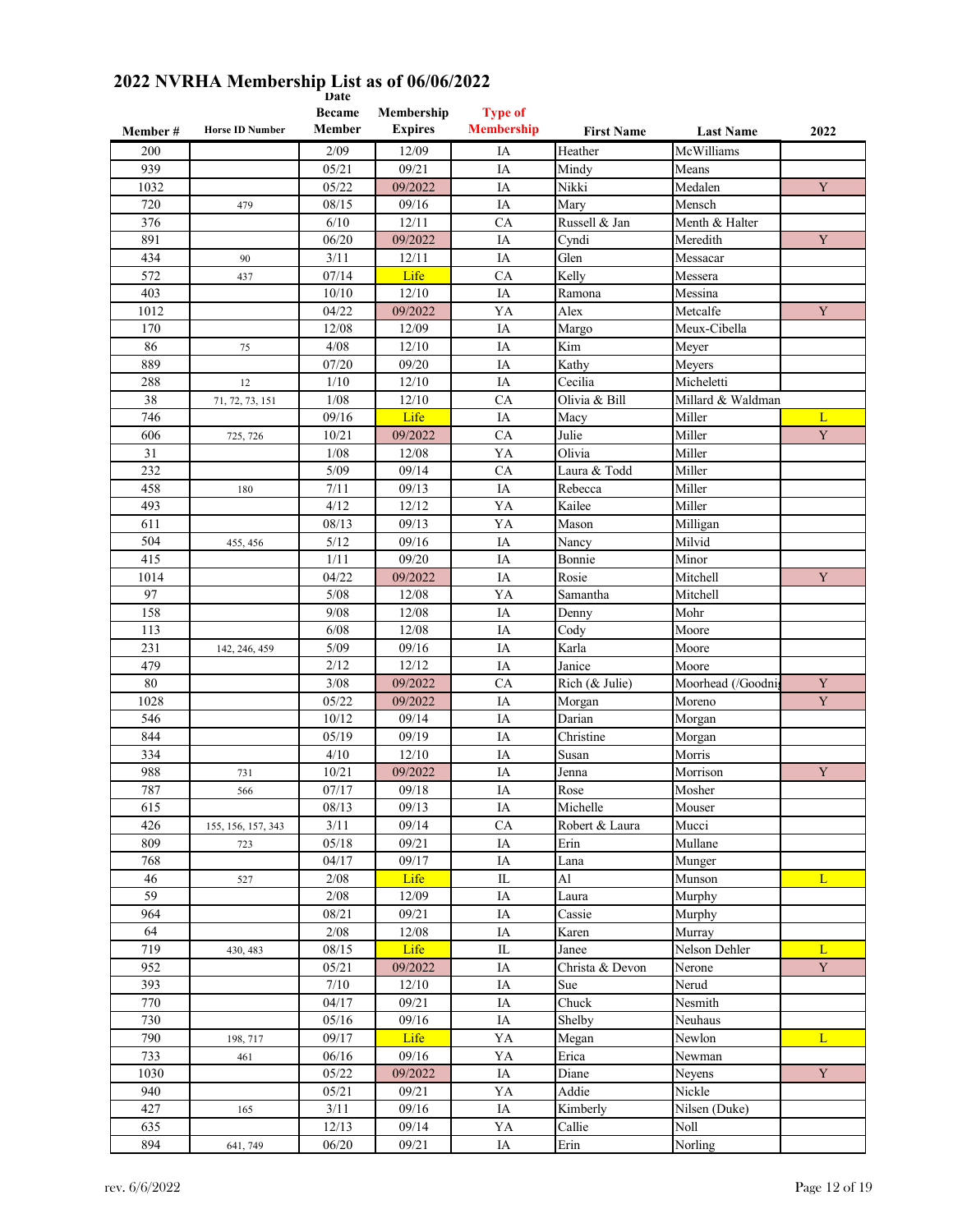# 2022 NVRHA Membership List as of 06/06/2022

| Member # | Horse ID Number | Date Became Member | Membership Expires | Type of Membership | First Name | Last Name | 2022 |
|---|---|---|---|---|---|---|---|
| 200 | | 2/09 | 12/09 | IA | Heather | McWilliams | |
| 939 | | 05/21 | 09/21 | IA | Mindy | Means | |
| 1032 | | 05/22 | 09/2022 | IA | Nikki | Medalen | Y |
| 720 | 479 | 08/15 | 09/16 | IA | Mary | Mensch | |
| 376 | | 6/10 | 12/11 | CA | Russell & Jan | Menth & Halter | |
| 891 | | 06/20 | 09/2022 | IA | Cyndi | Meredith | Y |
| 434 | 90 | 3/11 | 12/11 | IA | Glen | Messacar | |
| 572 | 437 | 07/14 | Life | CA | Kelly | Messera | |
| 403 | | 10/10 | 12/10 | IA | Ramona | Messina | |
| 1012 | | 04/22 | 09/2022 | YA | Alex | Metcalfe | Y |
| 170 | | 12/08 | 12/09 | IA | Margo | Meux-Cibella | |
| 86 | 75 | 4/08 | 12/10 | IA | Kim | Meyer | |
| 889 | | 07/20 | 09/20 | IA | Kathy | Meyers | |
| 288 | 12 | 1/10 | 12/10 | IA | Cecilia | Micheletti | |
| 38 | 71, 72, 73, 151 | 1/08 | 12/10 | CA | Olivia & Bill | Millard & Waldman | |
| 746 | | 09/16 | Life | IA | Macy | Miller | L |
| 606 | 725, 726 | 10/21 | 09/2022 | CA | Julie | Miller | Y |
| 31 | | 1/08 | 12/08 | YA | Olivia | Miller | |
| 232 | | 5/09 | 09/14 | CA | Laura & Todd | Miller | |
| 458 | 180 | 7/11 | 09/13 | IA | Rebecca | Miller | |
| 493 | | 4/12 | 12/12 | YA | Kailee | Miller | |
| 611 | | 08/13 | 09/13 | YA | Mason | Milligan | |
| 504 | 455, 456 | 5/12 | 09/16 | IA | Nancy | Milvid | |
| 415 | | 1/11 | 09/20 | IA | Bonnie | Minor | |
| 1014 | | 04/22 | 09/2022 | IA | Rosie | Mitchell | Y |
| 97 | | 5/08 | 12/08 | YA | Samantha | Mitchell | |
| 158 | | 9/08 | 12/08 | IA | Denny | Mohr | |
| 113 | | 6/08 | 12/08 | IA | Cody | Moore | |
| 231 | 142, 246, 459 | 5/09 | 09/16 | IA | Karla | Moore | |
| 479 | | 2/12 | 12/12 | IA | Janice | Moore | |
| 80 | | 3/08 | 09/2022 | CA | Rich (& Julie) | Moorhead (/Goodni | Y |
| 1028 | | 05/22 | 09/2022 | IA | Morgan | Moreno | Y |
| 546 | | 10/12 | 09/14 | IA | Darian | Morgan | |
| 844 | | 05/19 | 09/19 | IA | Christine | Morgan | |
| 334 | | 4/10 | 12/10 | IA | Susan | Morris | |
| 988 | 731 | 10/21 | 09/2022 | IA | Jenna | Morrison | Y |
| 787 | 566 | 07/17 | 09/18 | IA | Rose | Mosher | |
| 615 | | 08/13 | 09/13 | IA | Michelle | Mouser | |
| 426 | 155, 156, 157, 343 | 3/11 | 09/14 | CA | Robert & Laura | Mucci | |
| 809 | 723 | 05/18 | 09/21 | IA | Erin | Mullane | |
| 768 | | 04/17 | 09/17 | IA | Lana | Munger | |
| 46 | 527 | 2/08 | Life | IL | Al | Munson | L |
| 59 | | 2/08 | 12/09 | IA | Laura | Murphy | |
| 964 | | 08/21 | 09/21 | IA | Cassie | Murphy | |
| 64 | | 2/08 | 12/08 | IA | Karen | Murray | |
| 719 | 430, 483 | 08/15 | Life | IL | Janee | Nelson Dehler | L |
| 952 | | 05/21 | 09/2022 | IA | Christa & Devon | Nerone | Y |
| 393 | | 7/10 | 12/10 | IA | Sue | Nerud | |
| 770 | | 04/17 | 09/21 | IA | Chuck | Nesmith | |
| 730 | | 05/16 | 09/16 | IA | Shelby | Neuhaus | |
| 790 | 198, 717 | 09/17 | Life | YA | Megan | Newlon | L |
| 733 | 461 | 06/16 | 09/16 | YA | Erica | Newman | |
| 1030 | | 05/22 | 09/2022 | IA | Diane | Neyens | Y |
| 940 | | 05/21 | 09/21 | YA | Addie | Nickle | |
| 427 | 165 | 3/11 | 09/16 | IA | Kimberly | Nilsen (Duke) | |
| 635 | | 12/13 | 09/14 | YA | Callie | Noll | |
| 894 | 641, 749 | 06/20 | 09/21 | IA | Erin | Norling | |

rev. 6/6/2022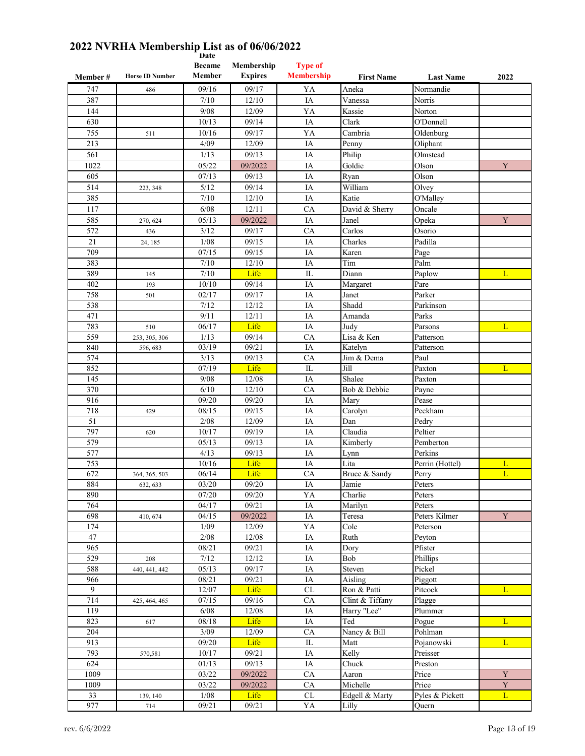# 2022 NVRHA Membership List as of 06/06/2022

| Member # | Horse ID Number | Date Became Member | Membership Expires | Type of Membership | First Name | Last Name | 2022 |
|---|---|---|---|---|---|---|---|
| 747 | 486 | 09/16 | 09/17 | YA | Aneka | Normandie | |
| 387 | | 7/10 | 12/10 | IA | Vanessa | Norris | |
| 144 | | 9/08 | 12/09 | YA | Kassie | Norton | |
| 630 | | 10/13 | 09/14 | IA | Clark | O'Donnell | |
| 755 | 511 | 10/16 | 09/17 | YA | Cambria | Oldenburg | |
| 213 | | 4/09 | 12/09 | IA | Penny | Oliphant | |
| 561 | | 1/13 | 09/13 | IA | Philip | Olmstead | |
| 1022 | | 05/22 | 09/2022 | IA | Goldie | Olson | Y |
| 605 | | 07/13 | 09/13 | IA | Ryan | Olson | |
| 514 | 223, 348 | 5/12 | 09/14 | IA | William | Olvey | |
| 385 | | 7/10 | 12/10 | IA | Katie | O'Malley | |
| 117 | | 6/08 | 12/11 | CA | David & Sherry | Oncale | |
| 585 | 270, 624 | 05/13 | 09/2022 | IA | Janel | Opeka | Y |
| 572 | 436 | 3/12 | 09/17 | CA | Carlos | Osorio | |
| 21 | 24, 185 | 1/08 | 09/15 | IA | Charles | Padilla | |
| 709 | | 07/15 | 09/15 | IA | Karen | Page | |
| 383 | | 7/10 | 12/10 | IA | Tim | Palm | |
| 389 | 145 | 7/10 | Life | IL | Diann | Paplow | L |
| 402 | 193 | 10/10 | 09/14 | IA | Margaret | Pare | |
| 758 | 501 | 02/17 | 09/17 | IA | Janet | Parker | |
| 538 | | 7/12 | 12/12 | IA | Shadd | Parkinson | |
| 471 | | 9/11 | 12/11 | IA | Amanda | Parks | |
| 783 | 510 | 06/17 | Life | IA | Judy | Parsons | L |
| 559 | 253, 305, 306 | 1/13 | 09/14 | CA | Lisa & Ken | Patterson | |
| 840 | 596, 683 | 03/19 | 09/21 | IA | Katelyn | Patterson | |
| 574 | | 3/13 | 09/13 | CA | Jim & Dema | Paul | |
| 852 | | 07/19 | Life | IL | Jill | Paxton | L |
| 145 | | 9/08 | 12/08 | IA | Shalee | Paxton | |
| 370 | | 6/10 | 12/10 | CA | Bob & Debbie | Payne | |
| 916 | | 09/20 | 09/20 | IA | Mary | Pease | |
| 718 | 429 | 08/15 | 09/15 | IA | Carolyn | Peckham | |
| 51 | | 2/08 | 12/09 | IA | Dan | Pedry | |
| 797 | 620 | 10/17 | 09/19 | IA | Claudia | Peltier | |
| 579 | | 05/13 | 09/13 | IA | Kimberly | Pemberton | |
| 577 | | 4/13 | 09/13 | IA | Lynn | Perkins | |
| 753 | | 10/16 | Life | IA | Lita | Perrin (Hottel) | L |
| 672 | 364, 365, 503 | 06/14 | Life | CA | Bruce & Sandy | Perry | L |
| 884 | 632, 633 | 03/20 | 09/20 | IA | Jamie | Peters | |
| 890 | | 07/20 | 09/20 | YA | Charlie | Peters | |
| 764 | | 04/17 | 09/21 | IA | Marilyn | Peters | |
| 698 | 410, 674 | 04/15 | 09/2022 | IA | Teresa | Peters Kilmer | Y |
| 174 | | 1/09 | 12/09 | YA | Cole | Peterson | |
| 47 | | 2/08 | 12/08 | IA | Ruth | Peyton | |
| 965 | | 08/21 | 09/21 | IA | Dory | Pfister | |
| 529 | 208 | 7/12 | 12/12 | IA | Bob | Phillips | |
| 588 | 440, 441, 442 | 05/13 | 09/17 | IA | Steven | Pickel | |
| 966 | | 08/21 | 09/21 | IA | Aisling | Piggott | |
| 9 | | 12/07 | Life | CL | Ron & Patti | Pitcock | L |
| 714 | 425, 464, 465 | 07/15 | 09/16 | CA | Clint & Tiffany | Plagge | |
| 119 | | 6/08 | 12/08 | IA | Harry "Lee" | Plummer | |
| 823 | 617 | 08/18 | Life | IA | Ted | Pogue | L |
| 204 | | 3/09 | 12/09 | CA | Nancy & Bill | Pohlman | |
| 913 | | 09/20 | Life | IL | Matt | Pojanowski | L |
| 793 | 570,581 | 10/17 | 09/21 | IA | Kelly | Preisser | |
| 624 | | 01/13 | 09/13 | IA | Chuck | Preston | |
| 1009 | | 03/22 | 09/2022 | CA | Aaron | Price | Y |
| 1009 | | 03/22 | 09/2022 | CA | Michelle | Price | Y |
| 33 | 139, 140 | 1/08 | Life | CL | Edgell & Marty | Pyles & Pickett | L |
| 977 | 714 | 09/21 | 09/21 | YA | Lilly | Quern | |

rev. 6/6/2022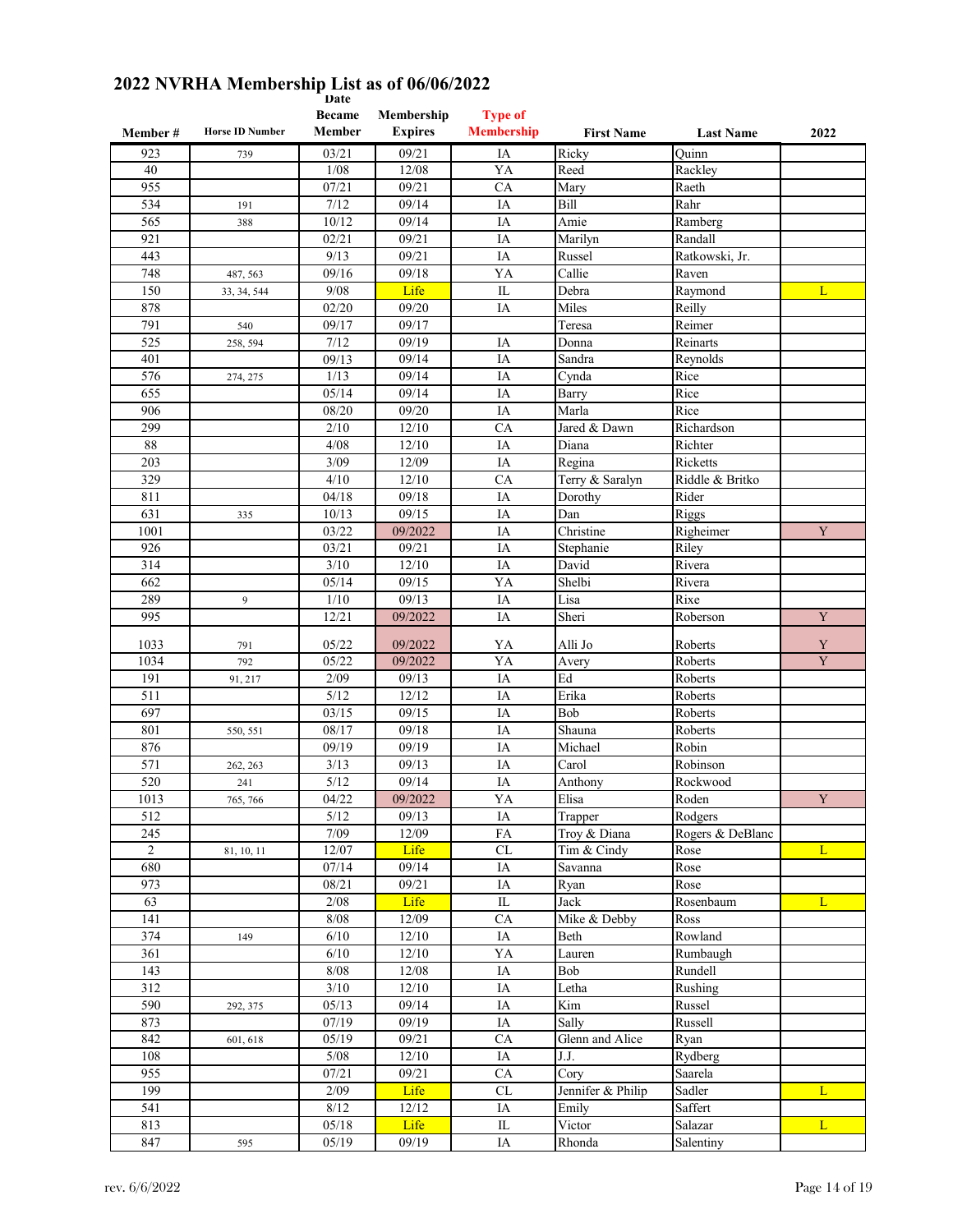# 2022 NVRHA Membership List as of 06/06/2022

| Member # | Horse ID Number | Date Became Member | Membership Expires | Type of Membership | First Name | Last Name | 2022 |
|---|---|---|---|---|---|---|---|
| 923 | 739 | 03/21 | 09/21 | IA | Ricky | Quinn | |
| 40 | | 1/08 | 12/08 | YA | Reed | Rackley | |
| 955 | | 07/21 | 09/21 | CA | Mary | Raeth | |
| 534 | 191 | 7/12 | 09/14 | IA | Bill | Rahr | |
| 565 | 388 | 10/12 | 09/14 | IA | Amie | Ramberg | |
| 921 | | 02/21 | 09/21 | IA | Marilyn | Randall | |
| 443 | | 9/13 | 09/21 | IA | Russel | Ratkowski, Jr. | |
| 748 | 487, 563 | 09/16 | 09/18 | YA | Callie | Raven | |
| 150 | 33, 34, 544 | 9/08 | Life | IL | Debra | Raymond | L |
| 878 | | 02/20 | 09/20 | IA | Miles | Reilly | |
| 791 | 540 | 09/17 | 09/17 | | Teresa | Reimer | |
| 525 | 258, 594 | 7/12 | 09/19 | IA | Donna | Reinarts | |
| 401 | | 09/13 | 09/14 | IA | Sandra | Reynolds | |
| 576 | 274, 275 | 1/13 | 09/14 | IA | Cynda | Rice | |
| 655 | | 05/14 | 09/14 | IA | Barry | Rice | |
| 906 | | 08/20 | 09/20 | IA | Marla | Rice | |
| 299 | | 2/10 | 12/10 | CA | Jared & Dawn | Richardson | |
| 88 | | 4/08 | 12/10 | IA | Diana | Richter | |
| 203 | | 3/09 | 12/09 | IA | Regina | Ricketts | |
| 329 | | 4/10 | 12/10 | CA | Terry & Saralyn | Riddle & Britko | |
| 811 | | 04/18 | 09/18 | IA | Dorothy | Rider | |
| 631 | 335 | 10/13 | 09/15 | IA | Dan | Riggs | |
| 1001 | | 03/22 | 09/2022 | IA | Christine | Righeimer | Y |
| 926 | | 03/21 | 09/21 | IA | Stephanie | Riley | |
| 314 | | 3/10 | 12/10 | IA | David | Rivera | |
| 662 | | 05/14 | 09/15 | YA | Shelbi | Rivera | |
| 289 | 9 | 1/10 | 09/13 | IA | Lisa | Rixe | |
| 995 | | 12/21 | 09/2022 | IA | Sheri | Roberson | Y |
| 1033 | 791 | 05/22 | 09/2022 | YA | Alli Jo | Roberts | Y |
| 1034 | 792 | 05/22 | 09/2022 | YA | Avery | Roberts | Y |
| 191 | 91, 217 | 2/09 | 09/13 | IA | Ed | Roberts | |
| 511 | | 5/12 | 12/12 | IA | Erika | Roberts | |
| 697 | | 03/15 | 09/15 | IA | Bob | Roberts | |
| 801 | 550, 551 | 08/17 | 09/18 | IA | Shauna | Roberts | |
| 876 | | 09/19 | 09/19 | IA | Michael | Robin | |
| 571 | 262, 263 | 3/13 | 09/13 | IA | Carol | Robinson | |
| 520 | 241 | 5/12 | 09/14 | IA | Anthony | Rockwood | |
| 1013 | 765, 766 | 04/22 | 09/2022 | YA | Elisa | Roden | Y |
| 512 | | 5/12 | 09/13 | IA | Trapper | Rodgers | |
| 245 | | 7/09 | 12/09 | FA | Troy & Diana | Rogers & DeBlanc | |
| 2 | 81, 10, 11 | 12/07 | Life | CL | Tim & Cindy | Rose | L |
| 680 | | 07/14 | 09/14 | IA | Savanna | Rose | |
| 973 | | 08/21 | 09/21 | IA | Ryan | Rose | |
| 63 | | 2/08 | Life | IL | Jack | Rosenbaum | L |
| 141 | | 8/08 | 12/09 | CA | Mike & Debby | Ross | |
| 374 | 149 | 6/10 | 12/10 | IA | Beth | Rowland | |
| 361 | | 6/10 | 12/10 | YA | Lauren | Rumbaugh | |
| 143 | | 8/08 | 12/08 | IA | Bob | Rundell | |
| 312 | | 3/10 | 12/10 | IA | Letha | Rushing | |
| 590 | 292, 375 | 05/13 | 09/14 | IA | Kim | Russel | |
| 873 | | 07/19 | 09/19 | IA | Sally | Russell | |
| 842 | 601, 618 | 05/19 | 09/21 | CA | Glenn and Alice | Ryan | |
| 108 | | 5/08 | 12/10 | IA | J.J. | Rydberg | |
| 955 | | 07/21 | 09/21 | CA | Cory | Saarela | |
| 199 | | 2/09 | Life | CL | Jennifer & Philip | Sadler | L |
| 541 | | 8/12 | 12/12 | IA | Emily | Saffert | |
| 813 | | 05/18 | Life | IL | Victor | Salazar | L |
| 847 | 595 | 05/19 | 09/19 | IA | Rhonda | Salentiny | |

rev. 6/6/2022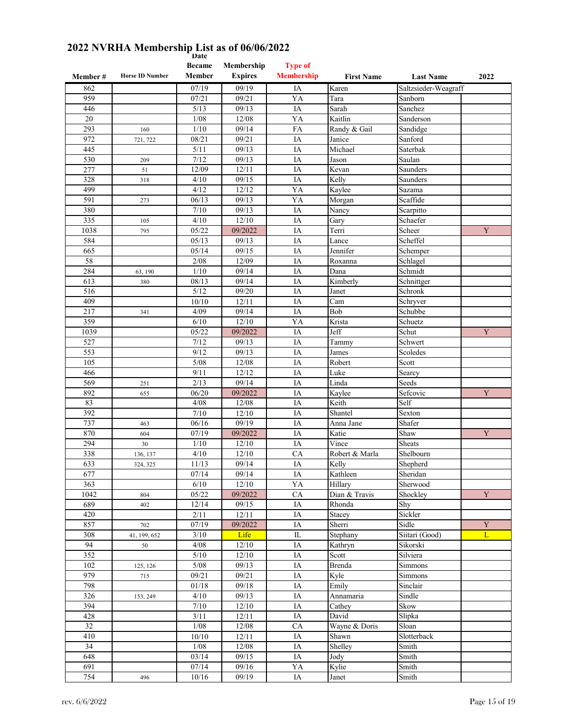# 2022 NVRHA Membership List as of 06/06/2022

| Member # | Horse ID Number | Date Became Member | Membership Expires | Type of Membership | First Name | Last Name | 2022 |
|---|---|---|---|---|---|---|---|
| 862 | | 07/19 | 09/19 | IA | Karen | Saltzsieder-Weagraff | |
| 959 | | 07/21 | 09/21 | YA | Tara | Sanborn | |
| 446 | | 5/13 | 09/13 | IA | Sarah | Sanchez | |
| 20 | | 1/08 | 12/08 | YA | Kaitlin | Sanderson | |
| 293 | 160 | 1/10 | 09/14 | FA | Randy & Gail | Sandidge | |
| 972 | 721, 722 | 08/21 | 09/21 | IA | Janice | Sanford | |
| 445 | | 5/11 | 09/13 | IA | Michael | Saterbak | |
| 530 | 209 | 7/12 | 09/13 | IA | Jason | Saulan | |
| 277 | 51 | 12/09 | 12/11 | IA | Kevan | Saunders | |
| 328 | 318 | 4/10 | 09/15 | IA | Kelly | Saunders | |
| 499 | | 4/12 | 12/12 | YA | Kaylee | Sazama | |
| 591 | 273 | 06/13 | 09/13 | YA | Morgan | Scaffide | |
| 380 | | 7/10 | 09/13 | IA | Nancy | Scarpitto | |
| 335 | 105 | 4/10 | 12/10 | IA | Gary | Schaefer | |
| 1038 | 795 | 05/22 | 09/2022 | IA | Terri | Scheer | Y |
| 584 | | 05/13 | 09/13 | IA | Lance | Scheffel | |
| 665 | | 05/14 | 09/15 | IA | Jennifer | Schemper | |
| 58 | | 2/08 | 12/09 | IA | Roxanna | Schlagel | |
| 284 | 63, 190 | 1/10 | 09/14 | IA | Dana | Schmidt | |
| 613 | 380 | 08/13 | 09/14 | IA | Kimberly | Schnittger | |
| 516 | | 5/12 | 09/20 | IA | Janet | Schronk | |
| 409 | | 10/10 | 12/11 | IA | Cam | Schryver | |
| 217 | 341 | 4/09 | 09/14 | IA | Bob | Schubbe | |
| 359 | | 6/10 | 12/10 | YA | Krista | Schuetz | |
| 1039 | | 05/22 | 09/2022 | IA | Jeff | Schut | Y |
| 527 | | 7/12 | 09/13 | IA | Tammy | Schwert | |
| 553 | | 9/12 | 09/13 | IA | James | Scoledes | |
| 105 | | 5/08 | 12/08 | IA | Robert | Scott | |
| 466 | | 9/11 | 12/12 | IA | Luke | Searcy | |
| 569 | 251 | 2/13 | 09/14 | IA | Linda | Seeds | |
| 892 | 655 | 06/20 | 09/2022 | IA | Kaylee | Sefcovic | Y |
| 83 | | 4/08 | 12/08 | IA | Keith | Self | |
| 392 | | 7/10 | 12/10 | IA | Shantel | Sexton | |
| 737 | 463 | 06/16 | 09/19 | IA | Anna Jane | Shafer | |
| 870 | 604 | 07/19 | 09/2022 | IA | Katie | Shaw | Y |
| 294 | 30 | 1/10 | 12/10 | IA | Vince | Sheats | |
| 338 | 136, 137 | 4/10 | 12/10 | CA | Robert & Marla | Shelbourn | |
| 633 | 324, 325 | 11/13 | 09/14 | IA | Kelly | Shepherd | |
| 677 | | 07/14 | 09/14 | IA | Kathleen | Sheridan | |
| 363 | | 6/10 | 12/10 | YA | Hillary | Sherwood | |
| 1042 | 804 | 05/22 | 09/2022 | CA | Dian & Travis | Shockley | Y |
| 689 | 402 | 12/14 | 09/15 | IA | Rhonda | Shy | |
| 420 | | 2/11 | 12/11 | IA | Stacey | Sickler | |
| 857 | 702 | 07/19 | 09/2022 | IA | Sherri | Sidle | Y |
| 308 | 41, 199, 652 | 3/10 | Life | IL | Stephany | Siitari (Good) | L |
| 94 | 50 | 4/08 | 12/10 | IA | Kathryn | Sikorski | |
| 352 | | 5/10 | 12/10 | IA | Scott | Silviera | |
| 102 | 125, 126 | 5/08 | 09/13 | IA | Brenda | Simmons | |
| 979 | 715 | 09/21 | 09/21 | IA | Kyle | Simmons | |
| 798 | | 01/18 | 09/18 | IA | Emily | Sinclair | |
| 326 | 153, 249 | 4/10 | 09/13 | IA | Annamaria | Sindle | |
| 394 | | 7/10 | 12/10 | IA | Cathey | Skow | |
| 428 | | 3/11 | 12/11 | IA | David | Slipka | |
| 32 | | 1/08 | 12/08 | CA | Wayne & Doris | Sloan | |
| 410 | | 10/10 | 12/11 | IA | Shawn | Slotterback | |
| 34 | | 1/08 | 12/08 | IA | Shelley | Smith | |
| 648 | | 03/14 | 09/15 | IA | Jody | Smith | |
| 691 | | 07/14 | 09/16 | YA | Kylie | Smith | |
| 754 | 496 | 10/16 | 09/19 | IA | Janet | Smith | |

rev. 6/6/2022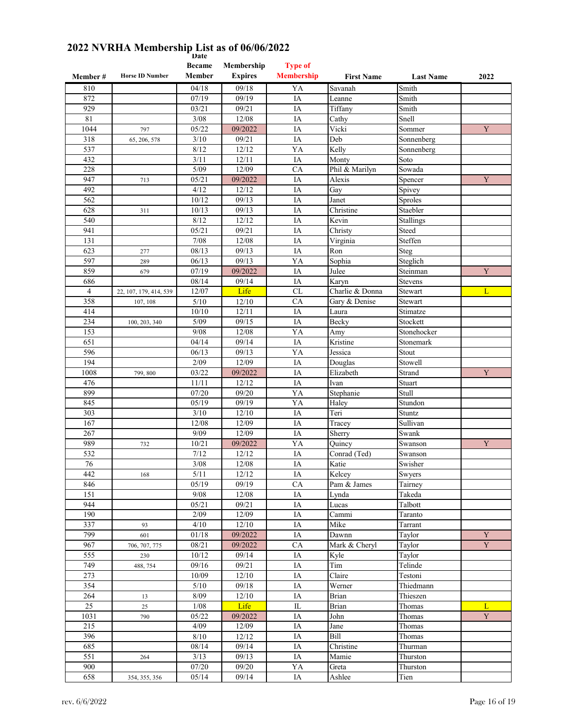# 2022 NVRHA Membership List as of 06/06/2022

| Member # | Horse ID Number | Date Became Member | Membership Expires | Type of Membership | First Name | Last Name | 2022 |
|---|---|---|---|---|---|---|---|
| 810 | | 04/18 | 09/18 | YA | Savanah | Smith | |
| 872 | | 07/19 | 09/19 | IA | Leanne | Smith | |
| 929 | | 03/21 | 09/21 | IA | Tiffany | Smith | |
| 81 | | 3/08 | 12/08 | IA | Cathy | Snell | |
| 1044 | 797 | 05/22 | 09/2022 | IA | Vicki | Sommer | Y |
| 318 | 65, 206, 578 | 3/10 | 09/21 | IA | Deb | Sonnenberg | |
| 537 | | 8/12 | 12/12 | YA | Kelly | Sonnenberg | |
| 432 | | 3/11 | 12/11 | IA | Monty | Soto | |
| 228 | | 5/09 | 12/09 | CA | Phil & Marilyn | Sowada | |
| 947 | 713 | 05/21 | 09/2022 | IA | Alexis | Spencer | Y |
| 492 | | 4/12 | 12/12 | IA | Gay | Spivey | |
| 562 | | 10/12 | 09/13 | IA | Janet | Sproles | |
| 628 | 311 | 10/13 | 09/13 | IA | Christine | Staebler | |
| 540 | | 8/12 | 12/12 | IA | Kevin | Stallings | |
| 941 | | 05/21 | 09/21 | IA | Christy | Steed | |
| 131 | | 7/08 | 12/08 | IA | Virginia | Steffen | |
| 623 | 277 | 08/13 | 09/13 | IA | Ron | Steg | |
| 597 | 289 | 06/13 | 09/13 | YA | Sophia | Steglich | |
| 859 | 679 | 07/19 | 09/2022 | IA | Julee | Steinman | Y |
| 686 | | 08/14 | 09/14 | IA | Karyn | Stevens | |
| 4 | 22, 107, 179, 414, 539 | 12/07 | Life | CL | Charlie & Donna | Stewart | L |
| 358 | 107, 108 | 5/10 | 12/10 | CA | Gary & Denise | Stewart | |
| 414 | | 10/10 | 12/11 | IA | Laura | Stimatze | |
| 234 | 100, 203, 340 | 5/09 | 09/15 | IA | Becky | Stockett | |
| 153 | | 9/08 | 12/08 | YA | Amy | Stonehocker | |
| 651 | | 04/14 | 09/14 | IA | Kristine | Stonemark | |
| 596 | | 06/13 | 09/13 | YA | Jessica | Stout | |
| 194 | | 2/09 | 12/09 | IA | Douglas | Stowell | |
| 1008 | 799, 800 | 03/22 | 09/2022 | IA | Elizabeth | Strand | Y |
| 476 | | 11/11 | 12/12 | IA | Ivan | Stuart | |
| 899 | | 07/20 | 09/20 | YA | Stephanie | Stull | |
| 845 | | 05/19 | 09/19 | YA | Haley | Stundon | |
| 303 | | 3/10 | 12/10 | IA | Teri | Stuntz | |
| 167 | | 12/08 | 12/09 | IA | Tracey | Sullivan | |
| 267 | | 9/09 | 12/09 | IA | Sherry | Swank | |
| 989 | 732 | 10/21 | 09/2022 | YA | Quincy | Swanson | Y |
| 532 | | 7/12 | 12/12 | IA | Conrad (Ted) | Swanson | |
| 76 | | 3/08 | 12/08 | IA | Katie | Swisher | |
| 442 | 168 | 5/11 | 12/12 | IA | Kelcey | Swyers | |
| 846 | | 05/19 | 09/19 | CA | Pam & James | Tairney | |
| 151 | | 9/08 | 12/08 | IA | Lynda | Takeda | |
| 944 | | 05/21 | 09/21 | IA | Lucas | Talbott | |
| 190 | | 2/09 | 12/09 | IA | Cammi | Taranto | |
| 337 | 93 | 4/10 | 12/10 | IA | Mike | Tarrant | |
| 799 | 601 | 01/18 | 09/2022 | IA | Dawnn | Taylor | Y |
| 967 | 706, 707, 775 | 08/21 | 09/2022 | CA | Mark & Cheryl | Taylor | Y |
| 555 | 230 | 10/12 | 09/14 | IA | Kyle | Taylor | |
| 749 | 488, 754 | 09/16 | 09/21 | IA | Tim | Telinde | |
| 273 | | 10/09 | 12/10 | IA | Claire | Testoni | |
| 354 | | 5/10 | 09/18 | IA | Werner | Thiedmann | |
| 264 | 13 | 8/09 | 12/10 | IA | Brian | Thieszen | |
| 25 | 25 | 1/08 | Life | IL | Brian | Thomas | L |
| 1031 | 790 | 05/22 | 09/2022 | IA | John | Thomas | Y |
| 215 | | 4/09 | 12/09 | IA | Jane | Thomas | |
| 396 | | 8/10 | 12/12 | IA | Bill | Thomas | |
| 685 | | 08/14 | 09/14 | IA | Christine | Thurman | |
| 551 | 264 | 3/13 | 09/13 | IA | Mamie | Thurston | |
| 900 | | 07/20 | 09/20 | YA | Greta | Thurston | |
| 658 | 354, 355, 356 | 05/14 | 09/14 | IA | Ashlee | Tien | |

rev. 6/6/2022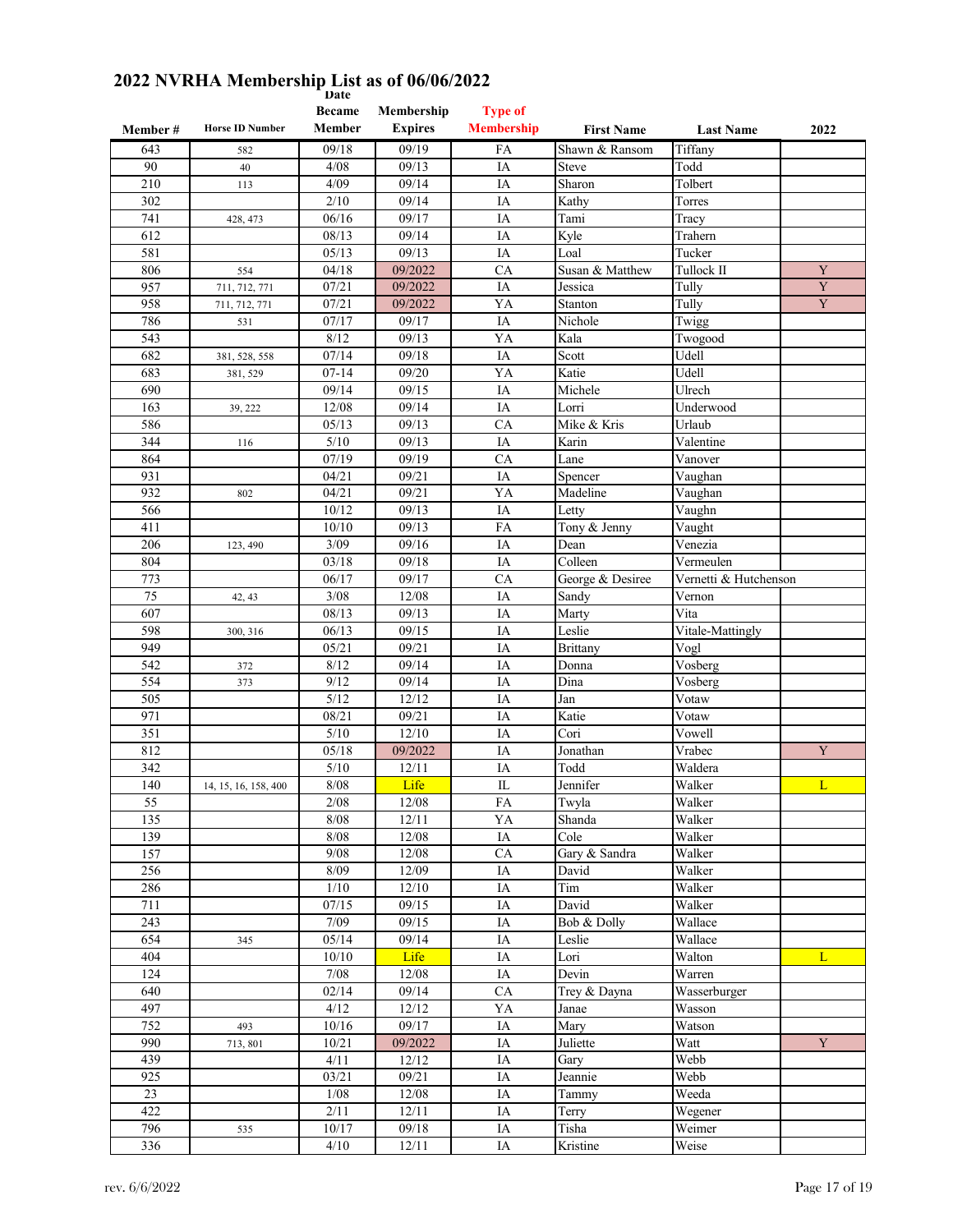## 2022 NVRHA Membership List as of 06/06/2022

| Member # | Horse ID Number | Date Became Member | Membership Expires | Type of Membership | First Name | Last Name | 2022 |
|---|---|---|---|---|---|---|---|
| 643 | 582 | 09/18 | 09/19 | FA | Shawn & Ransom | Tiffany | |
| 90 | 40 | 4/08 | 09/13 | IA | Steve | Todd | |
| 210 | 113 | 4/09 | 09/14 | IA | Sharon | Tolbert | |
| 302 | | 2/10 | 09/14 | IA | Kathy | Torres | |
| 741 | 428, 473 | 06/16 | 09/17 | IA | Tami | Tracy | |
| 612 | | 08/13 | 09/14 | IA | Kyle | Trahern | |
| 581 | | 05/13 | 09/13 | IA | Loal | Tucker | |
| 806 | 554 | 04/18 | 09/2022 | CA | Susan & Matthew | Tullock II | Y |
| 957 | 711, 712, 771 | 07/21 | 09/2022 | IA | Jessica | Tully | Y |
| 958 | 711, 712, 771 | 07/21 | 09/2022 | YA | Stanton | Tully | Y |
| 786 | 531 | 07/17 | 09/17 | IA | Nichole | Twigg | |
| 543 | | 8/12 | 09/13 | YA | Kala | Twogood | |
| 682 | 381, 528, 558 | 07/14 | 09/18 | IA | Scott | Udell | |
| 683 | 381, 529 | 07-14 | 09/20 | YA | Katie | Udell | |
| 690 | | 09/14 | 09/15 | IA | Michele | Ulrech | |
| 163 | 39, 222 | 12/08 | 09/14 | IA | Lorri | Underwood | |
| 586 | | 05/13 | 09/13 | CA | Mike & Kris | Urlaub | |
| 344 | 116 | 5/10 | 09/13 | IA | Karin | Valentine | |
| 864 | | 07/19 | 09/19 | CA | Lane | Vanover | |
| 931 | | 04/21 | 09/21 | IA | Spencer | Vaughan | |
| 932 | 802 | 04/21 | 09/21 | YA | Madeline | Vaughan | |
| 566 | | 10/12 | 09/13 | IA | Letty | Vaughn | |
| 411 | | 10/10 | 09/13 | FA | Tony & Jenny | Vaught | |
| 206 | 123, 490 | 3/09 | 09/16 | IA | Dean | Venezia | |
| 804 | | 03/18 | 09/18 | IA | Colleen | Vermeulen | |
| 773 | | 06/17 | 09/17 | CA | George & Desiree | Vernetti & Hutchenson | |
| 75 | 42, 43 | 3/08 | 12/08 | IA | Sandy | Vernon | |
| 607 | | 08/13 | 09/13 | IA | Marty | Vita | |
| 598 | 300, 316 | 06/13 | 09/15 | IA | Leslie | Vitale-Mattingly | |
| 949 | | 05/21 | 09/21 | IA | Brittany | Vogl | |
| 542 | 372 | 8/12 | 09/14 | IA | Donna | Vosberg | |
| 554 | 373 | 9/12 | 09/14 | IA | Dina | Vosberg | |
| 505 | | 5/12 | 12/12 | IA | Jan | Votaw | |
| 971 | | 08/21 | 09/21 | IA | Katie | Votaw | |
| 351 | | 5/10 | 12/10 | IA | Cori | Vowell | |
| 812 | | 05/18 | 09/2022 | IA | Jonathan | Vrabec | Y |
| 342 | | 5/10 | 12/11 | IA | Todd | Waldera | |
| 140 | 14, 15, 16, 158, 400 | 8/08 | Life | IL | Jennifer | Walker | L |
| 55 | | 2/08 | 12/08 | FA | Twyla | Walker | |
| 135 | | 8/08 | 12/11 | YA | Shanda | Walker | |
| 139 | | 8/08 | 12/08 | IA | Cole | Walker | |
| 157 | | 9/08 | 12/08 | CA | Gary & Sandra | Walker | |
| 256 | | 8/09 | 12/09 | IA | David | Walker | |
| 286 | | 1/10 | 12/10 | IA | Tim | Walker | |
| 711 | | 07/15 | 09/15 | IA | David | Walker | |
| 243 | | 7/09 | 09/15 | IA | Bob & Dolly | Wallace | |
| 654 | 345 | 05/14 | 09/14 | IA | Leslie | Wallace | |
| 404 | | 10/10 | Life | IA | Lori | Walton | L |
| 124 | | 7/08 | 12/08 | IA | Devin | Warren | |
| 640 | | 02/14 | 09/14 | CA | Trey & Dayna | Wasserburger | |
| 497 | | 4/12 | 12/12 | YA | Janae | Wasson | |
| 752 | 493 | 10/16 | 09/17 | IA | Mary | Watson | |
| 990 | 713, 801 | 10/21 | 09/2022 | IA | Juliette | Watt | Y |
| 439 | | 4/11 | 12/12 | IA | Gary | Webb | |
| 925 | | 03/21 | 09/21 | IA | Jeannie | Webb | |
| 23 | | 1/08 | 12/08 | IA | Tammy | Weeda | |
| 422 | | 2/11 | 12/11 | IA | Terry | Wegener | |
| 796 | 535 | 10/17 | 09/18 | IA | Tisha | Weimer | |
| 336 | | 4/10 | 12/11 | IA | Kristine | Weise | |

rev. 6/6/2022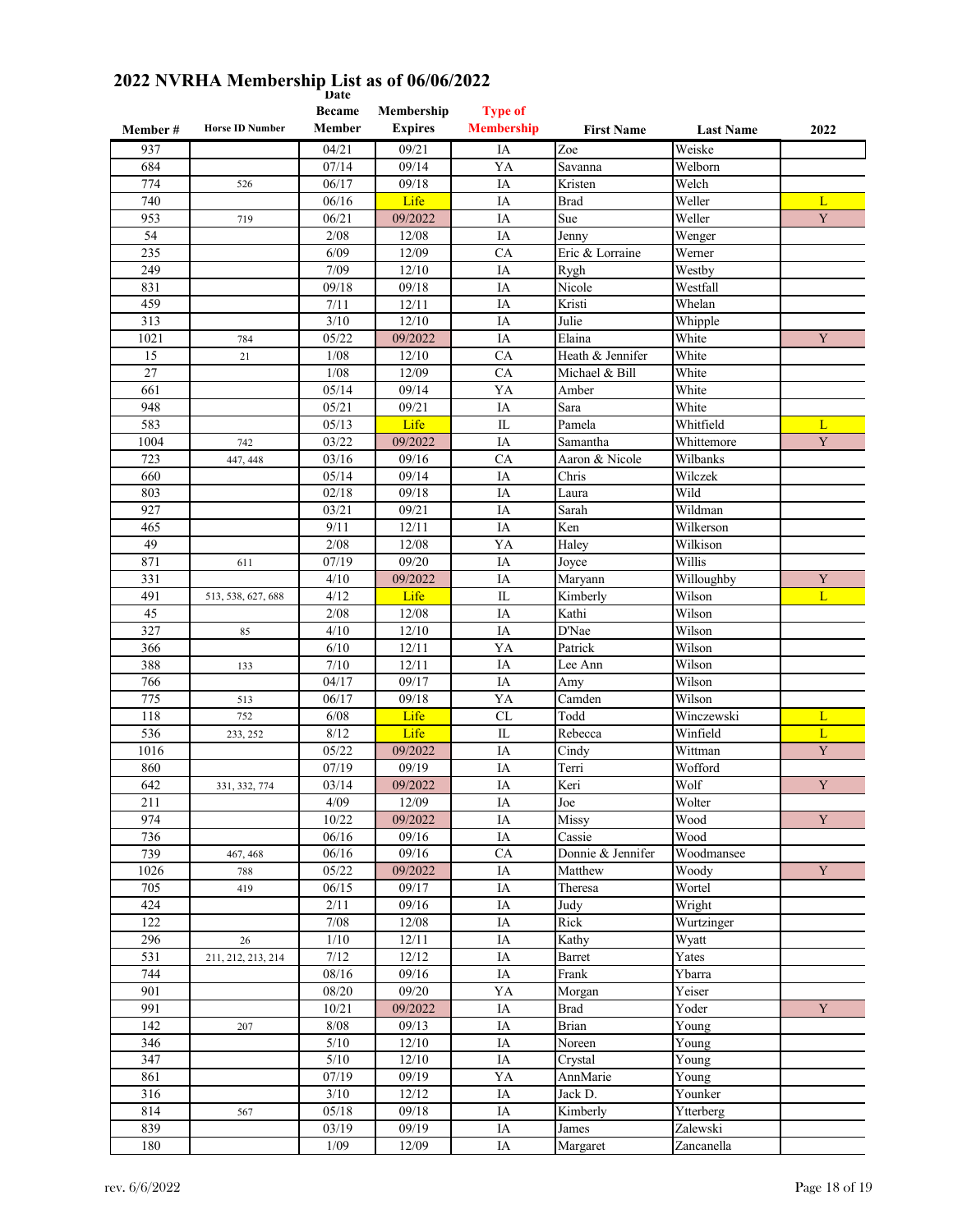# 2022 NVRHA Membership List as of 06/06/2022

| Member # | Horse ID Number | Date Became Member | Membership Expires | Type of Membership | First Name | Last Name | 2022 |
|---|---|---|---|---|---|---|---|
| 937 | | 04/21 | 09/21 | IA | Zoe | Weiske | |
| 684 | | 07/14 | 09/14 | YA | Savanna | Welborn | |
| 774 | 526 | 06/17 | 09/18 | IA | Kristen | Welch | |
| 740 | | 06/16 | Life | IA | Brad | Weller | L |
| 953 | 719 | 06/21 | 09/2022 | IA | Sue | Weller | Y |
| 54 | | 2/08 | 12/08 | IA | Jenny | Wenger | |
| 235 | | 6/09 | 12/09 | CA | Eric & Lorraine | Werner | |
| 249 | | 7/09 | 12/10 | IA | Rygh | Westby | |
| 831 | | 09/18 | 09/18 | IA | Nicole | Westfall | |
| 459 | | 7/11 | 12/11 | IA | Kristi | Whelan | |
| 313 | | 3/10 | 12/10 | IA | Julie | Whipple | |
| 1021 | 784 | 05/22 | 09/2022 | IA | Elaina | White | Y |
| 15 | 21 | 1/08 | 12/10 | CA | Heath & Jennifer | White | |
| 27 | | 1/08 | 12/09 | CA | Michael & Bill | White | |
| 661 | | 05/14 | 09/14 | YA | Amber | White | |
| 948 | | 05/21 | 09/21 | IA | Sara | White | |
| 583 | | 05/13 | Life | IL | Pamela | Whitfield | L |
| 1004 | 742 | 03/22 | 09/2022 | IA | Samantha | Whittemore | Y |
| 723 | 447, 448 | 03/16 | 09/16 | CA | Aaron & Nicole | Wilbanks | |
| 660 | | 05/14 | 09/14 | IA | Chris | Wilczek | |
| 803 | | 02/18 | 09/18 | IA | Laura | Wild | |
| 927 | | 03/21 | 09/21 | IA | Sarah | Wildman | |
| 465 | | 9/11 | 12/11 | IA | Ken | Wilkerson | |
| 49 | | 2/08 | 12/08 | YA | Haley | Wilkison | |
| 871 | 611 | 07/19 | 09/20 | IA | Joyce | Willis | |
| 331 | | 4/10 | 09/2022 | IA | Maryann | Willoughby | Y |
| 491 | 513, 538, 627, 688 | 4/12 | Life | IL | Kimberly | Wilson | L |
| 45 | | 2/08 | 12/08 | IA | Kathi | Wilson | |
| 327 | 85 | 4/10 | 12/10 | IA | D'Nae | Wilson | |
| 366 | | 6/10 | 12/11 | YA | Patrick | Wilson | |
| 388 | 133 | 7/10 | 12/11 | IA | Lee Ann | Wilson | |
| 766 | | 04/17 | 09/17 | IA | Amy | Wilson | |
| 775 | 513 | 06/17 | 09/18 | YA | Camden | Wilson | |
| 118 | 752 | 6/08 | Life | CL | Todd | Winczewski | L |
| 536 | 233, 252 | 8/12 | Life | IL | Rebecca | Winfield | L |
| 1016 | | 05/22 | 09/2022 | IA | Cindy | Wittman | Y |
| 860 | | 07/19 | 09/19 | IA | Terri | Wofford | |
| 642 | 331, 332, 774 | 03/14 | 09/2022 | IA | Keri | Wolf | Y |
| 211 | | 4/09 | 12/09 | IA | Joe | Wolter | |
| 974 | | 10/22 | 09/2022 | IA | Missy | Wood | Y |
| 736 | | 06/16 | 09/16 | IA | Cassie | Wood | |
| 739 | 467, 468 | 06/16 | 09/16 | CA | Donnie & Jennifer | Woodmansee | |
| 1026 | 788 | 05/22 | 09/2022 | IA | Matthew | Woody | Y |
| 705 | 419 | 06/15 | 09/17 | IA | Theresa | Wortel | |
| 424 | | 2/11 | 09/16 | IA | Judy | Wright | |
| 122 | | 7/08 | 12/08 | IA | Rick | Wurtzinger | |
| 296 | 26 | 1/10 | 12/11 | IA | Kathy | Wyatt | |
| 531 | 211, 212, 213, 214 | 7/12 | 12/12 | IA | Barret | Yates | |
| 744 | | 08/16 | 09/16 | IA | Frank | Ybarra | |
| 901 | | 08/20 | 09/20 | YA | Morgan | Yeiser | |
| 991 | | 10/21 | 09/2022 | IA | Brad | Yoder | Y |
| 142 | 207 | 8/08 | 09/13 | IA | Brian | Young | |
| 346 | | 5/10 | 12/10 | IA | Noreen | Young | |
| 347 | | 5/10 | 12/10 | IA | Crystal | Young | |
| 861 | | 07/19 | 09/19 | YA | AnnMarie | Young | |
| 316 | | 3/10 | 12/12 | IA | Jack D. | Younker | |
| 814 | 567 | 05/18 | 09/18 | IA | Kimberly | Ytterberg | |
| 839 | | 03/19 | 09/19 | IA | James | Zalewski | |
| 180 | | 1/09 | 12/09 | IA | Margaret | Zancanella | |

rev. 6/6/2022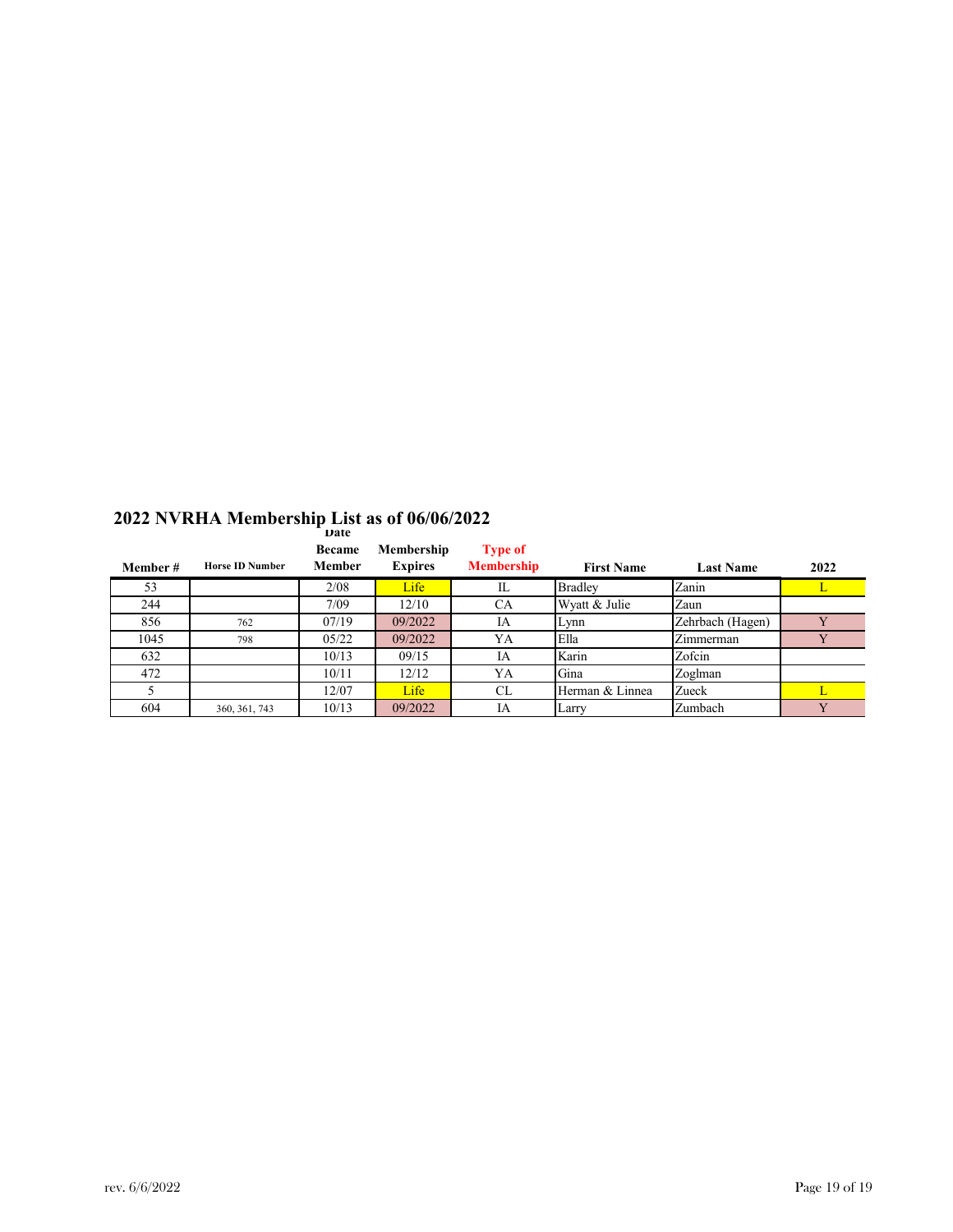## 2022 NVRHA Membership List as of 06/06/2022

| Member # | Horse ID Number | Date Became Member | Membership Expires | Type of Membership | First Name | Last Name | 2022 |
|---|---|---|---|---|---|---|---|
| 53 | | 2/08 | Life | IL | Bradley | Zanin | L |
| 244 | | 7/09 | 12/10 | CA | Wyatt & Julie | Zaun | |
| 856 | 762 | 07/19 | 09/2022 | IA | Lynn | Zehrbach (Hagen) | Y |
| 1045 | 798 | 05/22 | 09/2022 | YA | Ella | Zimmerman | Y |
| 632 | | 10/13 | 09/15 | IA | Karin | Zofcin | |
| 472 | | 10/11 | 12/12 | YA | Gina | Zoglman | |
| 5 | | 12/07 | Life | CL | Herman & Linnea | Zueck | L |
| 604 | 360, 361, 743 | 10/13 | 09/2022 | IA | Larry | Zumbach | Y |

rev. 6/6/2022